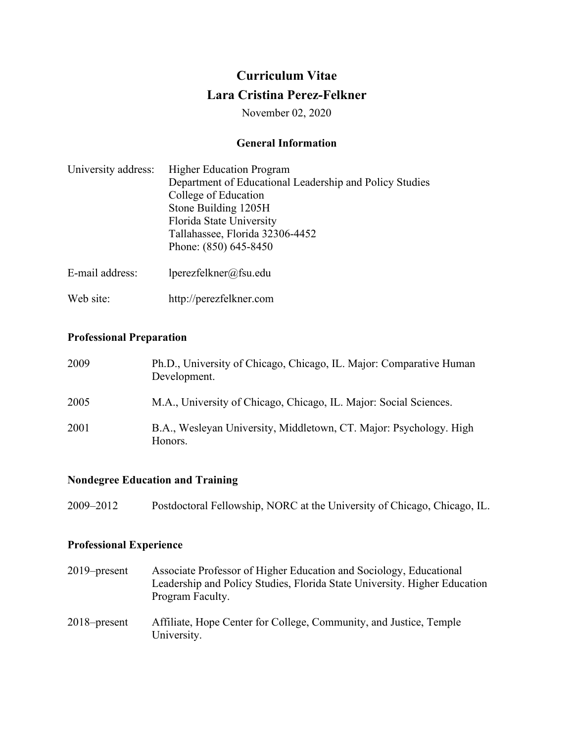# Curriculum Vitae
# Lara Cristina Perez-Felkner

November 02, 2020

## General Information

| | |
|---|---|
| University address: | Higher Education Program<br>Department of Educational Leadership and Policy Studies<br>College of Education<br>Stone Building 1205H<br>Florida State University<br>Tallahassee, Florida 32306-4452<br>Phone: (850) 645-8450 |
| E-mail address: | lperezfelkner@fsu.edu |
| Web site: | http://perezfelkner.com |

### Professional Preparation

| | |
|---|---|
| 2009 | Ph.D., University of Chicago, Chicago, IL. Major: Comparative Human Development. |
| 2005 | M.A., University of Chicago, Chicago, IL. Major: Social Sciences. |
| 2001 | B.A., Wesleyan University, Middletown, CT. Major: Psychology. High Honors. |

### Nondegree Education and Training

| | |
|---|---|
| 2009–2012 | Postdoctoral Fellowship, NORC at the University of Chicago, Chicago, IL. |

### Professional Experience

| | |
|---|---|
| 2019–present | Associate Professor of Higher Education and Sociology, Educational Leadership and Policy Studies, Florida State University. Higher Education Program Faculty. |
| 2018–present | Affiliate, Hope Center for College, Community, and Justice, Temple University. |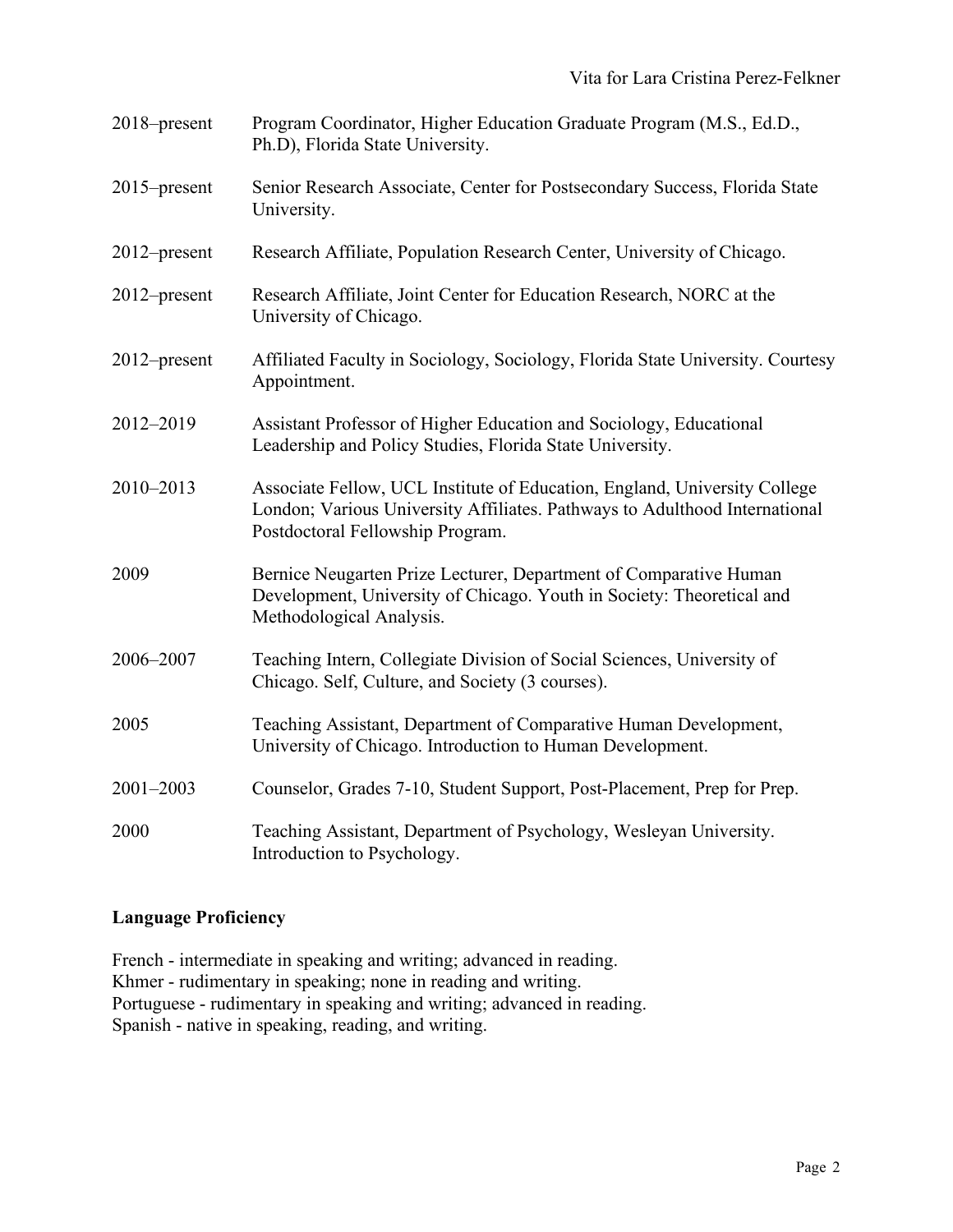2018–present Program Coordinator, Higher Education Graduate Program (M.S., Ed.D., Ph.D), Florida State University.

2015–present Senior Research Associate, Center for Postsecondary Success, Florida State University.

2012–present Research Affiliate, Population Research Center, University of Chicago.

2012–present Research Affiliate, Joint Center for Education Research, NORC at the University of Chicago.

2012–present Affiliated Faculty in Sociology, Sociology, Florida State University. Courtesy Appointment.

2012–2019 Assistant Professor of Higher Education and Sociology, Educational Leadership and Policy Studies, Florida State University.

2010–2013 Associate Fellow, UCL Institute of Education, England, University College London; Various University Affiliates. Pathways to Adulthood International Postdoctoral Fellowship Program.

2009 Bernice Neugarten Prize Lecturer, Department of Comparative Human Development, University of Chicago. Youth in Society: Theoretical and Methodological Analysis.

2006–2007 Teaching Intern, Collegiate Division of Social Sciences, University of Chicago. Self, Culture, and Society (3 courses).

2005 Teaching Assistant, Department of Comparative Human Development, University of Chicago. Introduction to Human Development.

2001–2003 Counselor, Grades 7-10, Student Support, Post-Placement, Prep for Prep.

2000 Teaching Assistant, Department of Psychology, Wesleyan University. Introduction to Psychology.

## Language Proficiency

French - intermediate in speaking and writing; advanced in reading.
Khmer - rudimentary in speaking; none in reading and writing.
Portuguese - rudimentary in speaking and writing; advanced in reading.
Spanish - native in speaking, reading, and writing.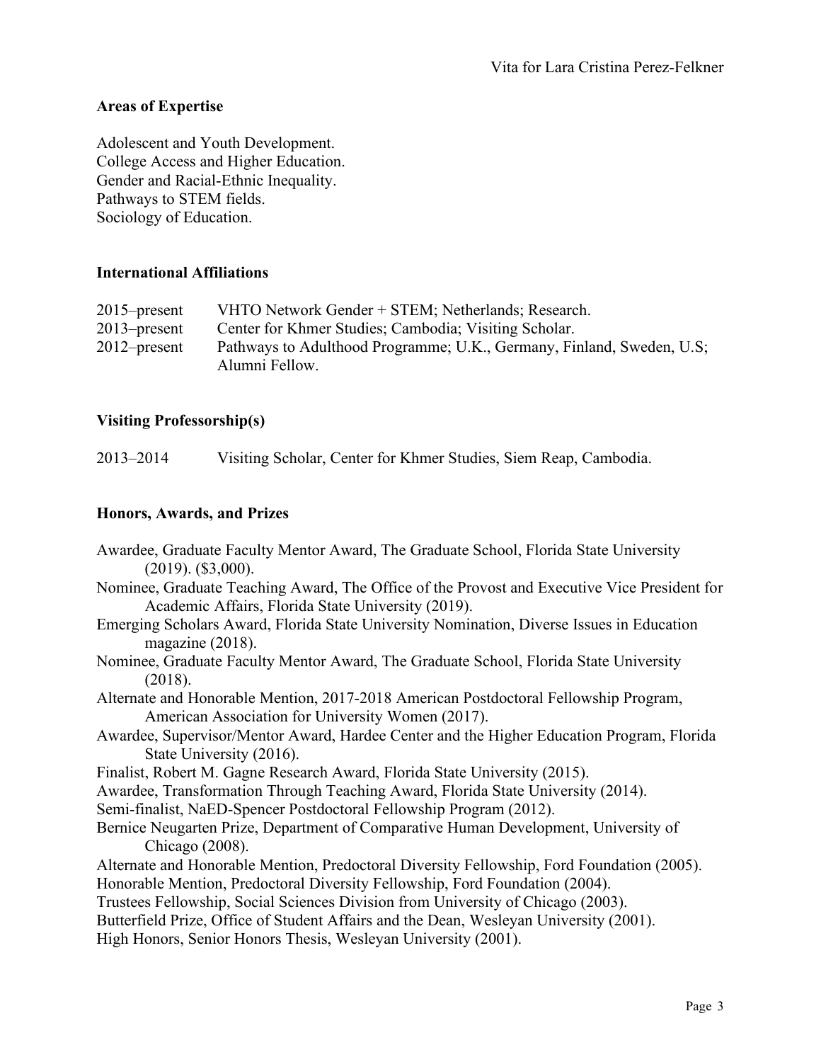## Areas of Expertise

Adolescent and Youth Development.
College Access and Higher Education.
Gender and Racial-Ethnic Inequality.
Pathways to STEM fields.
Sociology of Education.

## International Affiliations

| | |
|---|---|
| 2015–present | VHTO Network Gender + STEM; Netherlands; Research. |
| 2013–present | Center for Khmer Studies; Cambodia; Visiting Scholar. |
| 2012–present | Pathways to Adulthood Programme; U.K., Germany, Finland, Sweden, U.S; Alumni Fellow. |

## Visiting Professorship(s)

| | |
|---|---|
| 2013–2014 | Visiting Scholar, Center for Khmer Studies, Siem Reap, Cambodia. |

## Honors, Awards, and Prizes

Awardee, Graduate Faculty Mentor Award, The Graduate School, Florida State University (2019). ($3,000).

Nominee, Graduate Teaching Award, The Office of the Provost and Executive Vice President for Academic Affairs, Florida State University (2019).

Emerging Scholars Award, Florida State University Nomination, Diverse Issues in Education magazine (2018).

Nominee, Graduate Faculty Mentor Award, The Graduate School, Florida State University (2018).

Alternate and Honorable Mention, 2017-2018 American Postdoctoral Fellowship Program, American Association for University Women (2017).

Awardee, Supervisor/Mentor Award, Hardee Center and the Higher Education Program, Florida State University (2016).

Finalist, Robert M. Gagne Research Award, Florida State University (2015).

Awardee, Transformation Through Teaching Award, Florida State University (2014).

Semi-finalist, NaED-Spencer Postdoctoral Fellowship Program (2012).

Bernice Neugarten Prize, Department of Comparative Human Development, University of Chicago (2008).

Alternate and Honorable Mention, Predoctoral Diversity Fellowship, Ford Foundation (2005).

Honorable Mention, Predoctoral Diversity Fellowship, Ford Foundation (2004).

Trustees Fellowship, Social Sciences Division from University of Chicago (2003).

Butterfield Prize, Office of Student Affairs and the Dean, Wesleyan University (2001).

High Honors, Senior Honors Thesis, Wesleyan University (2001).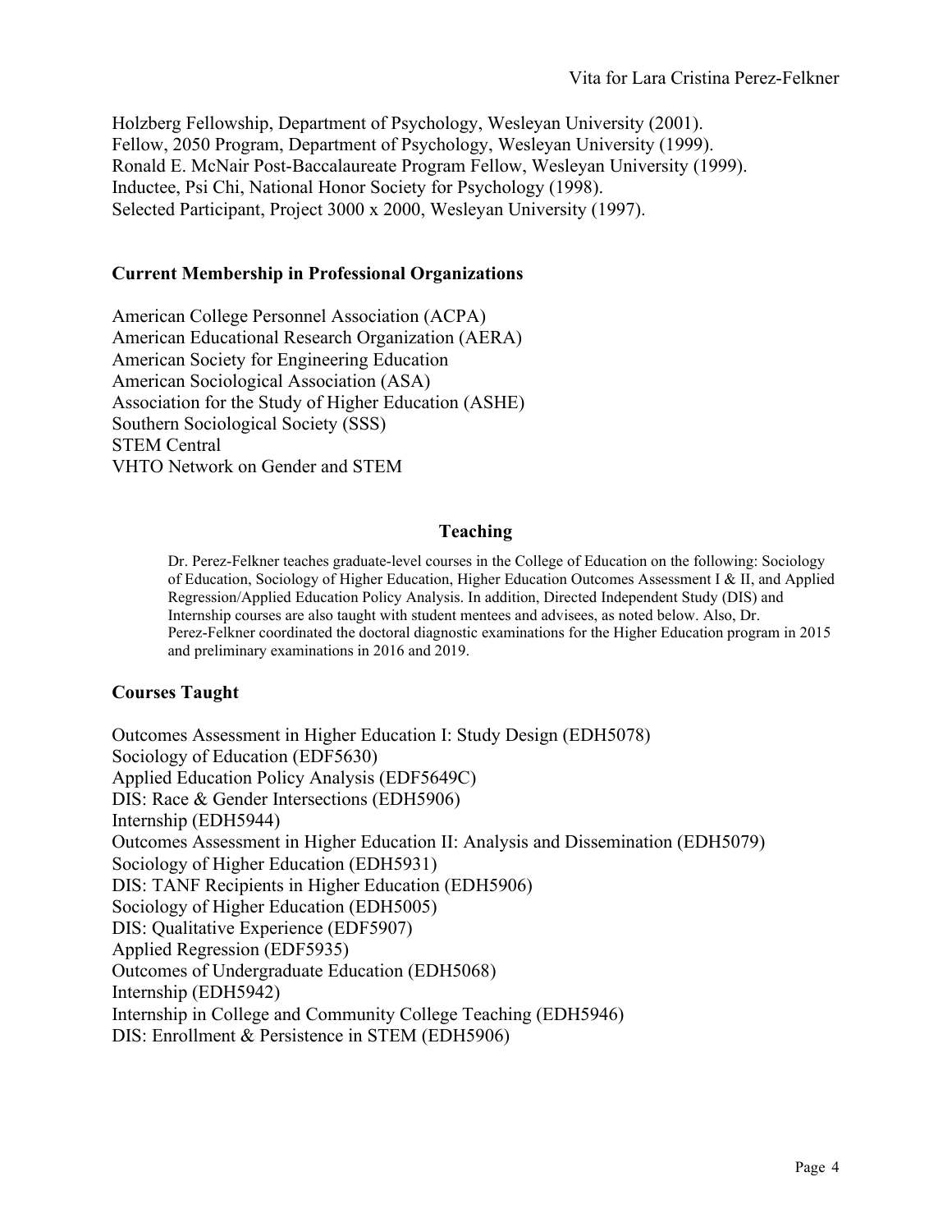Holzberg Fellowship, Department of Psychology, Wesleyan University (2001).
Fellow, 2050 Program, Department of Psychology, Wesleyan University (1999).
Ronald E. McNair Post-Baccalaureate Program Fellow, Wesleyan University (1999).
Inductee, Psi Chi, National Honor Society for Psychology (1998).
Selected Participant, Project 3000 x 2000, Wesleyan University (1997).

### Current Membership in Professional Organizations

American College Personnel Association (ACPA)
American Educational Research Organization (AERA)
American Society for Engineering Education
American Sociological Association (ASA)
Association for the Study of Higher Education (ASHE)
Southern Sociological Society (SSS)
STEM Central
VHTO Network on Gender and STEM

## Teaching

Dr. Perez-Felkner teaches graduate-level courses in the College of Education on the following: Sociology of Education, Sociology of Higher Education, Higher Education Outcomes Assessment I & II, and Applied Regression/Applied Education Policy Analysis. In addition, Directed Independent Study (DIS) and Internship courses are also taught with student mentees and advisees, as noted below. Also, Dr. Perez-Felkner coordinated the doctoral diagnostic examinations for the Higher Education program in 2015 and preliminary examinations in 2016 and 2019.

### Courses Taught

Outcomes Assessment in Higher Education I: Study Design (EDH5078)
Sociology of Education (EDF5630)
Applied Education Policy Analysis (EDF5649C)
DIS: Race & Gender Intersections (EDH5906)
Internship (EDH5944)
Outcomes Assessment in Higher Education II: Analysis and Dissemination (EDH5079)
Sociology of Higher Education (EDH5931)
DIS: TANF Recipients in Higher Education (EDH5906)
Sociology of Higher Education (EDH5005)
DIS: Qualitative Experience (EDF5907)
Applied Regression (EDF5935)
Outcomes of Undergraduate Education (EDH5068)
Internship (EDH5942)
Internship in College and Community College Teaching (EDH5946)
DIS: Enrollment & Persistence in STEM (EDH5906)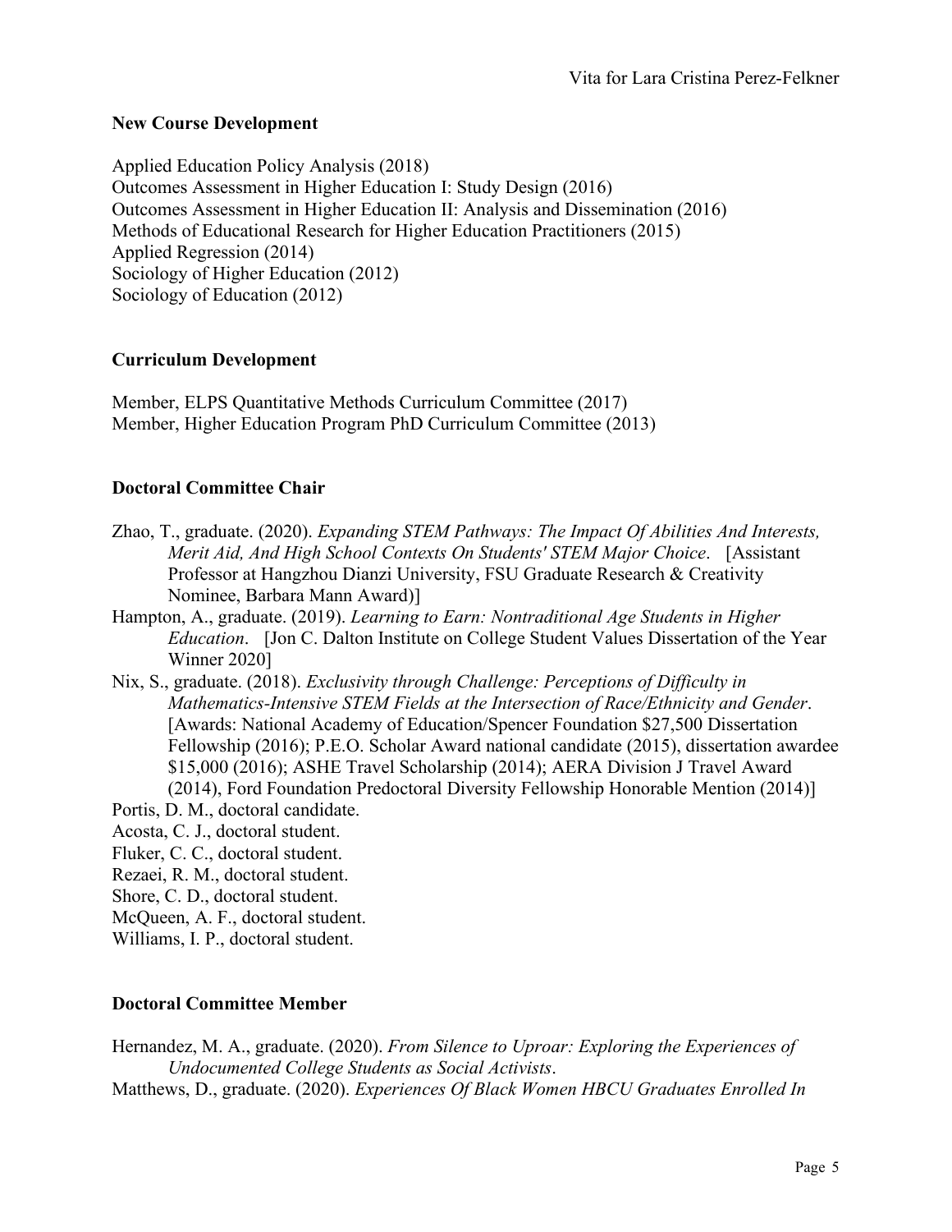## New Course Development

Applied Education Policy Analysis (2018)
Outcomes Assessment in Higher Education I: Study Design (2016)
Outcomes Assessment in Higher Education II: Analysis and Dissemination (2016)
Methods of Educational Research for Higher Education Practitioners (2015)
Applied Regression (2014)
Sociology of Higher Education (2012)
Sociology of Education (2012)

## Curriculum Development

Member, ELPS Quantitative Methods Curriculum Committee (2017)
Member, Higher Education Program PhD Curriculum Committee (2013)

## Doctoral Committee Chair

Zhao, T., graduate. (2020). *Expanding STEM Pathways: The Impact Of Abilities And Interests, Merit Aid, And High School Contexts On Students' STEM Major Choice*. [Assistant Professor at Hangzhou Dianzi University, FSU Graduate Research & Creativity Nominee, Barbara Mann Award)]

Hampton, A., graduate. (2019). *Learning to Earn: Nontraditional Age Students in Higher Education*. [Jon C. Dalton Institute on College Student Values Dissertation of the Year Winner 2020]

Nix, S., graduate. (2018). *Exclusivity through Challenge: Perceptions of Difficulty in Mathematics-Intensive STEM Fields at the Intersection of Race/Ethnicity and Gender*. [Awards: National Academy of Education/Spencer Foundation $27,500 Dissertation Fellowship (2016); P.E.O. Scholar Award national candidate (2015), dissertation awardee $15,000 (2016); ASHE Travel Scholarship (2014); AERA Division J Travel Award (2014), Ford Foundation Predoctoral Diversity Fellowship Honorable Mention (2014)]

Portis, D. M., doctoral candidate.
Acosta, C. J., doctoral student.
Fluker, C. C., doctoral student.
Rezaei, R. M., doctoral student.
Shore, C. D., doctoral student.
McQueen, A. F., doctoral student.
Williams, I. P., doctoral student.

## Doctoral Committee Member

Hernandez, M. A., graduate. (2020). *From Silence to Uproar: Exploring the Experiences of Undocumented College Students as Social Activists*.

Matthews, D., graduate. (2020). *Experiences Of Black Women HBCU Graduates Enrolled In*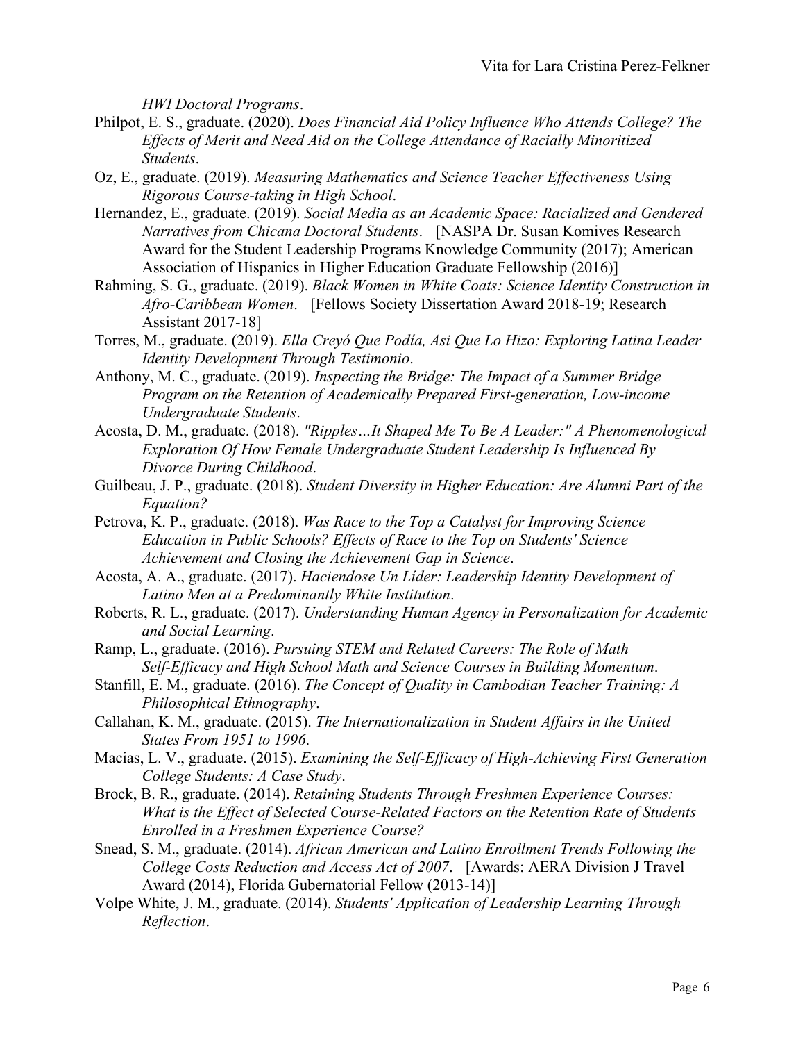*HWI Doctoral Programs*.

Philpot, E. S., graduate. (2020). *Does Financial Aid Policy Influence Who Attends College? The Effects of Merit and Need Aid on the College Attendance of Racially Minoritized Students*.

Oz, E., graduate. (2019). *Measuring Mathematics and Science Teacher Effectiveness Using Rigorous Course-taking in High School*.

Hernandez, E., graduate. (2019). *Social Media as an Academic Space: Racialized and Gendered Narratives from Chicana Doctoral Students*. [NASPA Dr. Susan Komives Research Award for the Student Leadership Programs Knowledge Community (2017); American Association of Hispanics in Higher Education Graduate Fellowship (2016)]

Rahming, S. G., graduate. (2019). *Black Women in White Coats: Science Identity Construction in Afro-Caribbean Women*. [Fellows Society Dissertation Award 2018-19; Research Assistant 2017-18]

Torres, M., graduate. (2019). *Ella Creyó Que Podía, Asi Que Lo Hizo: Exploring Latina Leader Identity Development Through Testimonio*.

Anthony, M. C., graduate. (2019). *Inspecting the Bridge: The Impact of a Summer Bridge Program on the Retention of Academically Prepared First-generation, Low-income Undergraduate Students*.

Acosta, D. M., graduate. (2018). *"Ripples…It Shaped Me To Be A Leader:" A Phenomenological Exploration Of How Female Undergraduate Student Leadership Is Influenced By Divorce During Childhood*.

Guilbeau, J. P., graduate. (2018). *Student Diversity in Higher Education: Are Alumni Part of the Equation?*

Petrova, K. P., graduate. (2018). *Was Race to the Top a Catalyst for Improving Science Education in Public Schools? Effects of Race to the Top on Students' Science Achievement and Closing the Achievement Gap in Science*.

Acosta, A. A., graduate. (2017). *Haciendose Un Líder: Leadership Identity Development of Latino Men at a Predominantly White Institution*.

Roberts, R. L., graduate. (2017). *Understanding Human Agency in Personalization for Academic and Social Learning*.

Ramp, L., graduate. (2016). *Pursuing STEM and Related Careers: The Role of Math Self-Efficacy and High School Math and Science Courses in Building Momentum*.

Stanfill, E. M., graduate. (2016). *The Concept of Quality in Cambodian Teacher Training: A Philosophical Ethnography*.

Callahan, K. M., graduate. (2015). *The Internationalization in Student Affairs in the United States From 1951 to 1996*.

Macias, L. V., graduate. (2015). *Examining the Self-Efficacy of High-Achieving First Generation College Students: A Case Study*.

Brock, B. R., graduate. (2014). *Retaining Students Through Freshmen Experience Courses: What is the Effect of Selected Course-Related Factors on the Retention Rate of Students Enrolled in a Freshmen Experience Course?*

Snead, S. M., graduate. (2014). *African American and Latino Enrollment Trends Following the College Costs Reduction and Access Act of 2007*. [Awards: AERA Division J Travel Award (2014), Florida Gubernatorial Fellow (2013-14)]

Volpe White, J. M., graduate. (2014). *Students' Application of Leadership Learning Through Reflection*.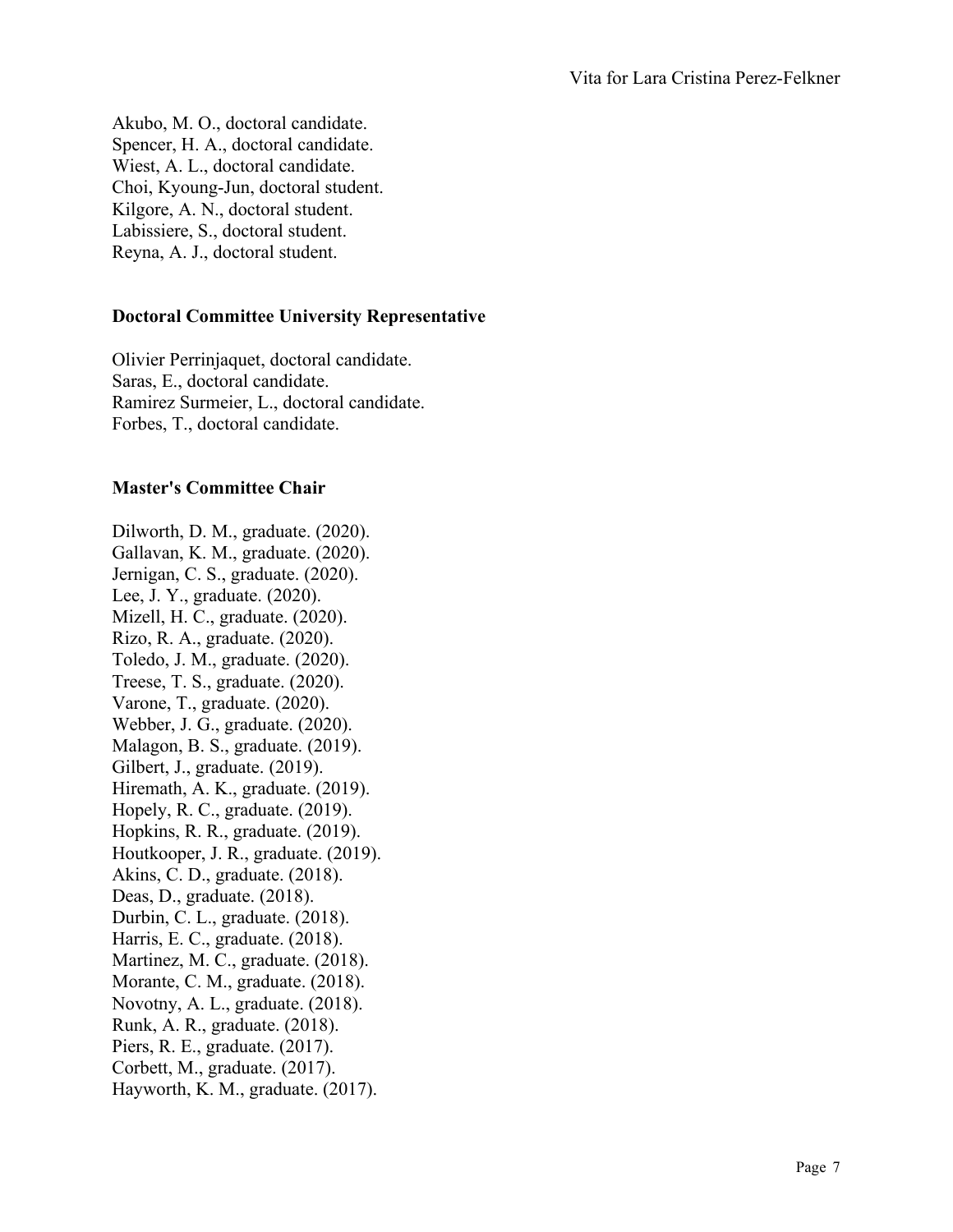Akubo, M. O., doctoral candidate.
Spencer, H. A., doctoral candidate.
Wiest, A. L., doctoral candidate.
Choi, Kyoung-Jun, doctoral student.
Kilgore, A. N., doctoral student.
Labissiere, S., doctoral student.
Reyna, A. J., doctoral student.

### Doctoral Committee University Representative

Olivier Perrinjaquet, doctoral candidate.
Saras, E., doctoral candidate.
Ramirez Surmeier, L., doctoral candidate.
Forbes, T., doctoral candidate.

### Master's Committee Chair

Dilworth, D. M., graduate. (2020).
Gallavan, K. M., graduate. (2020).
Jernigan, C. S., graduate. (2020).
Lee, J. Y., graduate. (2020).
Mizell, H. C., graduate. (2020).
Rizo, R. A., graduate. (2020).
Toledo, J. M., graduate. (2020).
Treese, T. S., graduate. (2020).
Varone, T., graduate. (2020).
Webber, J. G., graduate. (2020).
Malagon, B. S., graduate. (2019).
Gilbert, J., graduate. (2019).
Hiremath, A. K., graduate. (2019).
Hopely, R. C., graduate. (2019).
Hopkins, R. R., graduate. (2019).
Houtkooper, J. R., graduate. (2019).
Akins, C. D., graduate. (2018).
Deas, D., graduate. (2018).
Durbin, C. L., graduate. (2018).
Harris, E. C., graduate. (2018).
Martinez, M. C., graduate. (2018).
Morante, C. M., graduate. (2018).
Novotny, A. L., graduate. (2018).
Runk, A. R., graduate. (2018).
Piers, R. E., graduate. (2017).
Corbett, M., graduate. (2017).
Hayworth, K. M., graduate. (2017).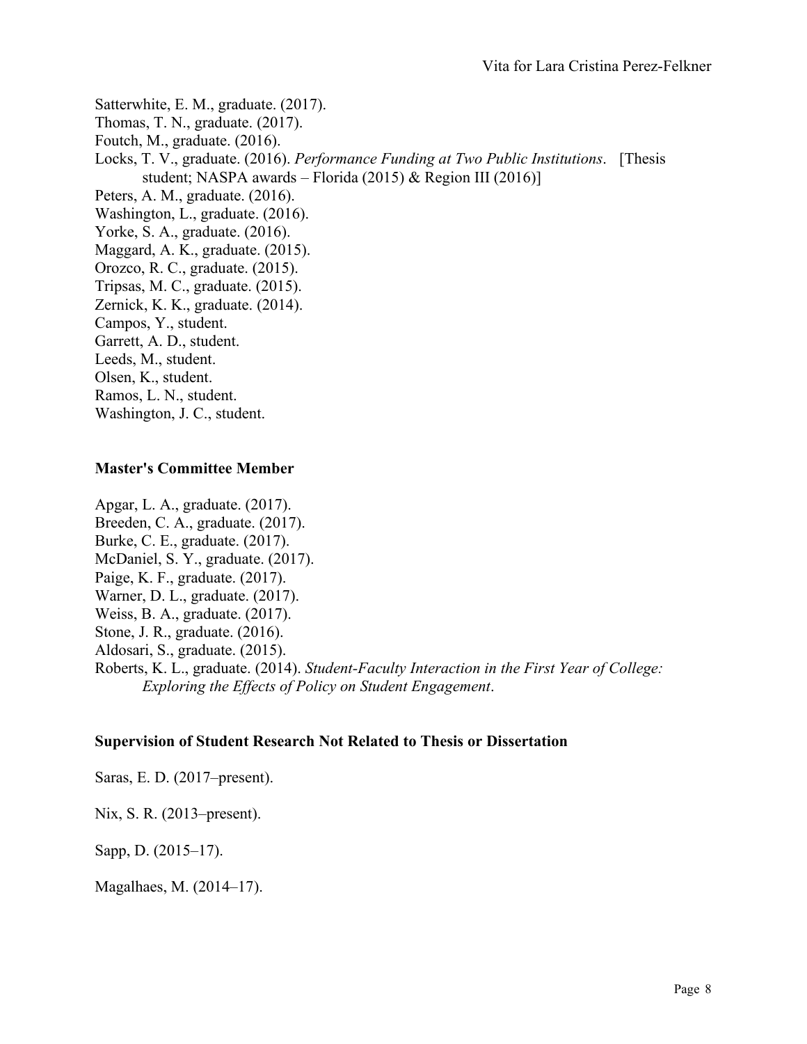Satterwhite, E. M., graduate. (2017).
Thomas, T. N., graduate. (2017).
Foutch, M., graduate. (2016).
Locks, T. V., graduate. (2016). *Performance Funding at Two Public Institutions*. [Thesis student; NASPA awards – Florida (2015) & Region III (2016)]
Peters, A. M., graduate. (2016).
Washington, L., graduate. (2016).
Yorke, S. A., graduate. (2016).
Maggard, A. K., graduate. (2015).
Orozco, R. C., graduate. (2015).
Tripsas, M. C., graduate. (2015).
Zernick, K. K., graduate. (2014).
Campos, Y., student.
Garrett, A. D., student.
Leeds, M., student.
Olsen, K., student.
Ramos, L. N., student.
Washington, J. C., student.

**Master's Committee Member**

Apgar, L. A., graduate. (2017).
Breeden, C. A., graduate. (2017).
Burke, C. E., graduate. (2017).
McDaniel, S. Y., graduate. (2017).
Paige, K. F., graduate. (2017).
Warner, D. L., graduate. (2017).
Weiss, B. A., graduate. (2017).
Stone, J. R., graduate. (2016).
Aldosari, S., graduate. (2015).
Roberts, K. L., graduate. (2014). *Student-Faculty Interaction in the First Year of College: Exploring the Effects of Policy on Student Engagement*.

**Supervision of Student Research Not Related to Thesis or Dissertation**

Saras, E. D. (2017–present).

Nix, S. R. (2013–present).

Sapp, D. (2015–17).

Magalhaes, M. (2014–17).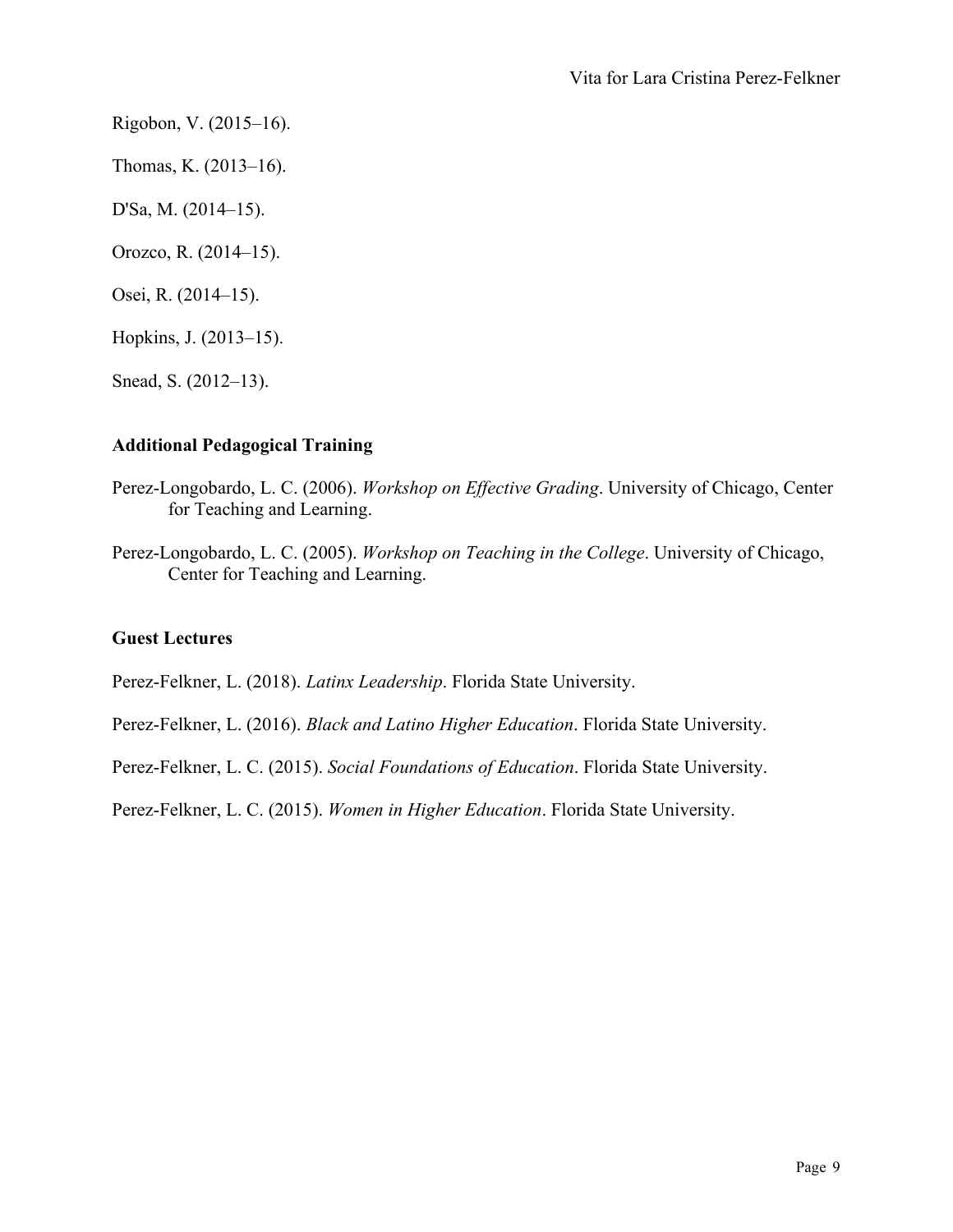Rigobon, V. (2015–16).

Thomas, K. (2013–16).

D'Sa, M. (2014–15).

Orozco, R. (2014–15).

Osei, R. (2014–15).

Hopkins, J. (2013–15).

Snead, S. (2012–13).

**Additional Pedagogical Training**

Perez-Longobardo, L. C. (2006). *Workshop on Effective Grading*. University of Chicago, Center for Teaching and Learning.

Perez-Longobardo, L. C. (2005). *Workshop on Teaching in the College*. University of Chicago, Center for Teaching and Learning.

**Guest Lectures**

Perez-Felkner, L. (2018). *Latinx Leadership*. Florida State University.

Perez-Felkner, L. (2016). *Black and Latino Higher Education*. Florida State University.

Perez-Felkner, L. C. (2015). *Social Foundations of Education*. Florida State University.

Perez-Felkner, L. C. (2015). *Women in Higher Education*. Florida State University.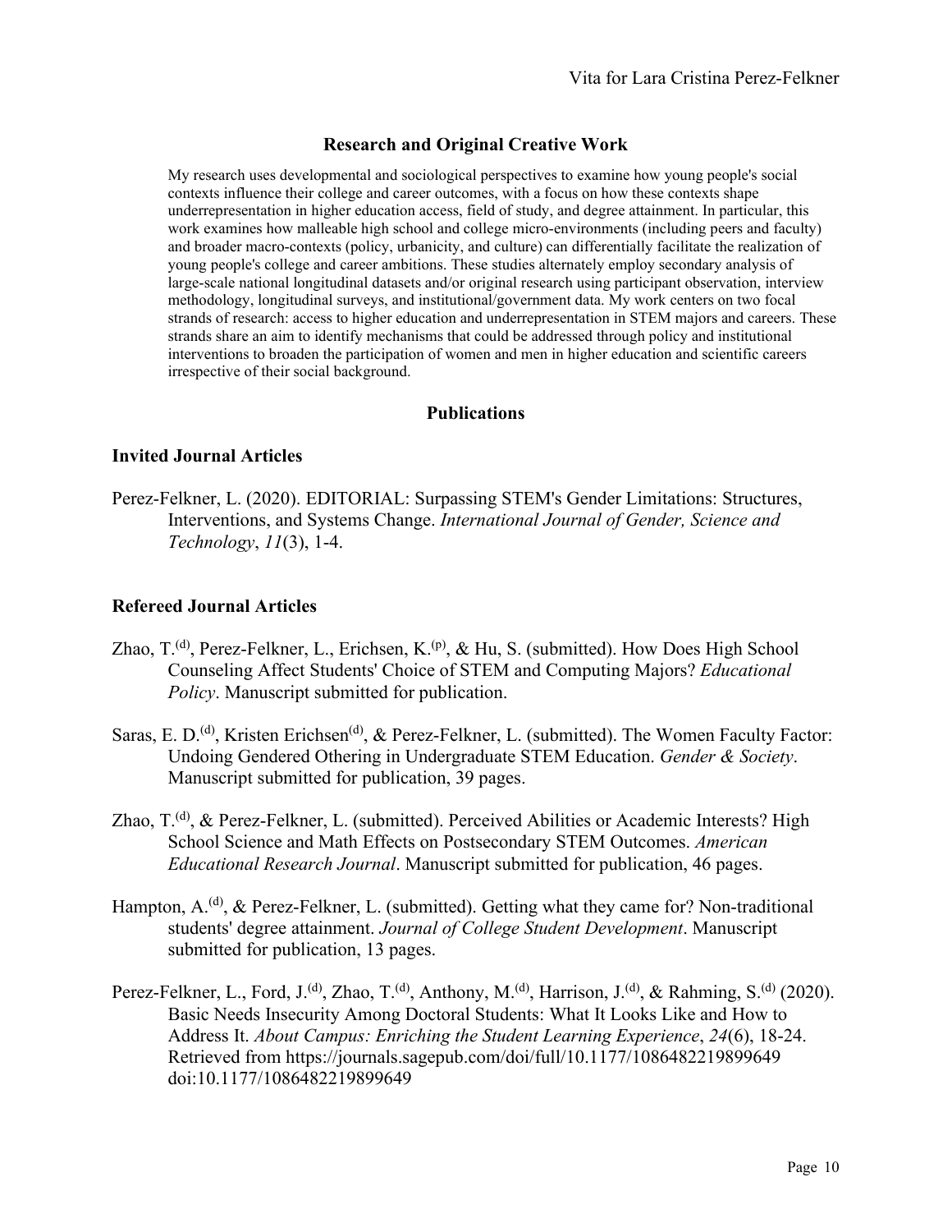## Research and Original Creative Work

My research uses developmental and sociological perspectives to examine how young people's social contexts influence their college and career outcomes, with a focus on how these contexts shape underrepresentation in higher education access, field of study, and degree attainment. In particular, this work examines how malleable high school and college micro-environments (including peers and faculty) and broader macro-contexts (policy, urbanicity, and culture) can differentially facilitate the realization of young people's college and career ambitions. These studies alternately employ secondary analysis of large-scale national longitudinal datasets and/or original research using participant observation, interview methodology, longitudinal surveys, and institutional/government data. My work centers on two focal strands of research: access to higher education and underrepresentation in STEM majors and careers. These strands share an aim to identify mechanisms that could be addressed through policy and institutional interventions to broaden the participation of women and men in higher education and scientific careers irrespective of their social background.

## Publications

### Invited Journal Articles

Perez-Felkner, L. (2020). EDITORIAL: Surpassing STEM's Gender Limitations: Structures, Interventions, and Systems Change. *International Journal of Gender, Science and Technology*, *11*(3), 1-4.

### Refereed Journal Articles

Zhao, T.(d), Perez-Felkner, L., Erichsen, K.(p), & Hu, S. (submitted). How Does High School Counseling Affect Students' Choice of STEM and Computing Majors? *Educational Policy*. Manuscript submitted for publication.

Saras, E. D.(d), Kristen Erichsen(d), & Perez-Felkner, L. (submitted). The Women Faculty Factor: Undoing Gendered Othering in Undergraduate STEM Education. *Gender & Society*. Manuscript submitted for publication, 39 pages.

Zhao, T.(d), & Perez-Felkner, L. (submitted). Perceived Abilities or Academic Interests? High School Science and Math Effects on Postsecondary STEM Outcomes. *American Educational Research Journal*. Manuscript submitted for publication, 46 pages.

Hampton, A.(d), & Perez-Felkner, L. (submitted). Getting what they came for? Non-traditional students' degree attainment. *Journal of College Student Development*. Manuscript submitted for publication, 13 pages.

Perez-Felkner, L., Ford, J.(d), Zhao, T.(d), Anthony, M.(d), Harrison, J.(d), & Rahming, S.(d) (2020). Basic Needs Insecurity Among Doctoral Students: What It Looks Like and How to Address It. *About Campus: Enriching the Student Learning Experience*, *24*(6), 18-24. Retrieved from https://journals.sagepub.com/doi/full/10.1177/1086482219899649 doi:10.1177/1086482219899649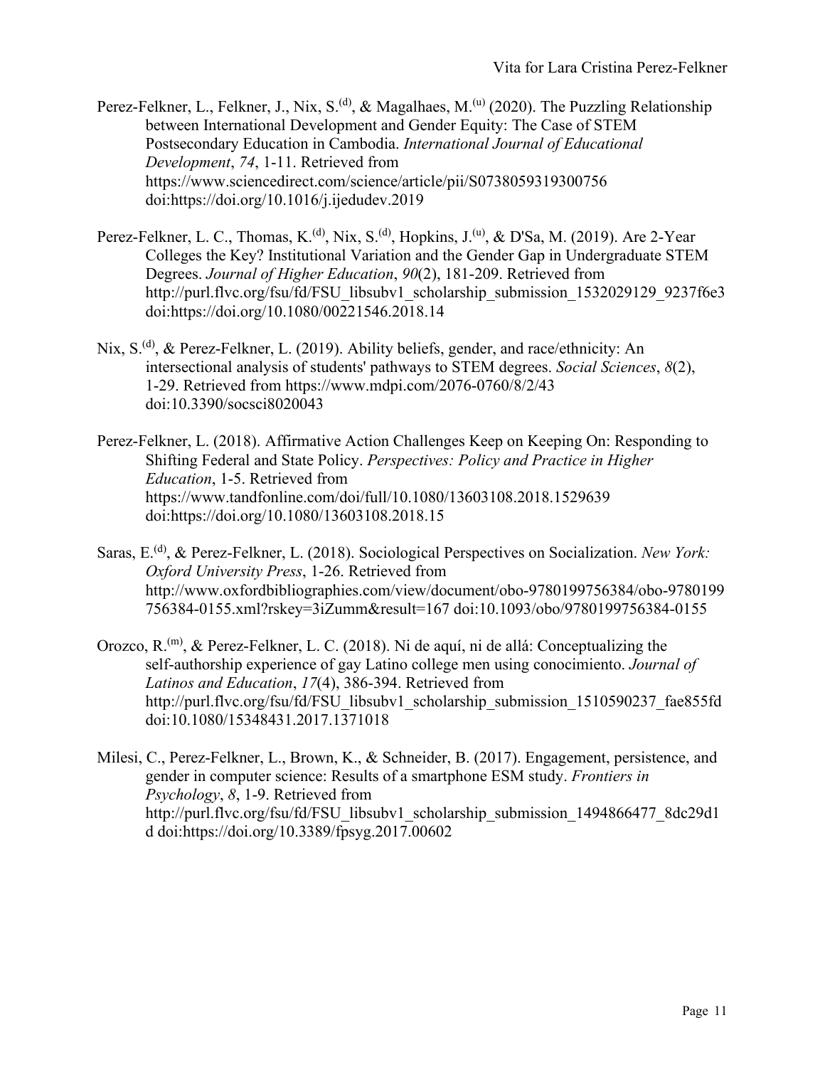Perez-Felkner, L., Felkner, J., Nix, S.[d], & Magalhaes, M.[u] (2020). The Puzzling Relationship between International Development and Gender Equity: The Case of STEM Postsecondary Education in Cambodia. *International Journal of Educational Development*, *74*, 1-11. Retrieved from https://www.sciencedirect.com/science/article/pii/S0738059319300756 doi:https://doi.org/10.1016/j.ijedudev.2019

Perez-Felkner, L. C., Thomas, K.[d], Nix, S.[d], Hopkins, J.[u], & D'Sa, M. (2019). Are 2-Year Colleges the Key? Institutional Variation and the Gender Gap in Undergraduate STEM Degrees. *Journal of Higher Education*, *90*(2), 181-209. Retrieved from http://purl.flvc.org/fsu/fd/FSU_libsubv1_scholarship_submission_1532029129_9237f6e3 doi:https://doi.org/10.1080/00221546.2018.14

Nix, S.[d], & Perez-Felkner, L. (2019). Ability beliefs, gender, and race/ethnicity: An intersectional analysis of students' pathways to STEM degrees. *Social Sciences*, *8*(2), 1-29. Retrieved from https://www.mdpi.com/2076-0760/8/2/43 doi:10.3390/socsci8020043

Perez-Felkner, L. (2018). Affirmative Action Challenges Keep on Keeping On: Responding to Shifting Federal and State Policy. *Perspectives: Policy and Practice in Higher Education*, 1-5. Retrieved from https://www.tandfonline.com/doi/full/10.1080/13603108.2018.1529639 doi:https://doi.org/10.1080/13603108.2018.15

Saras, E.[d], & Perez-Felkner, L. (2018). Sociological Perspectives on Socialization. *New York: Oxford University Press*, 1-26. Retrieved from http://www.oxfordbibliographies.com/view/document/obo-9780199756384/obo-9780199756384-0155.xml?rskey=3iZumm&result=167 doi:10.1093/obo/9780199756384-0155

Orozco, R.[m], & Perez-Felkner, L. C. (2018). Ni de aquí, ni de allá: Conceptualizing the self-authorship experience of gay Latino college men using conocimiento. *Journal of Latinos and Education*, *17*(4), 386-394. Retrieved from http://purl.flvc.org/fsu/fd/FSU_libsubv1_scholarship_submission_1510590237_fae855fd doi:10.1080/15348431.2017.1371018

Milesi, C., Perez-Felkner, L., Brown, K., & Schneider, B. (2017). Engagement, persistence, and gender in computer science: Results of a smartphone ESM study. *Frontiers in Psychology*, *8*, 1-9. Retrieved from http://purl.flvc.org/fsu/fd/FSU_libsubv1_scholarship_submission_1494866477_8dc29d1d doi:https://doi.org/10.3389/fpsyg.2017.00602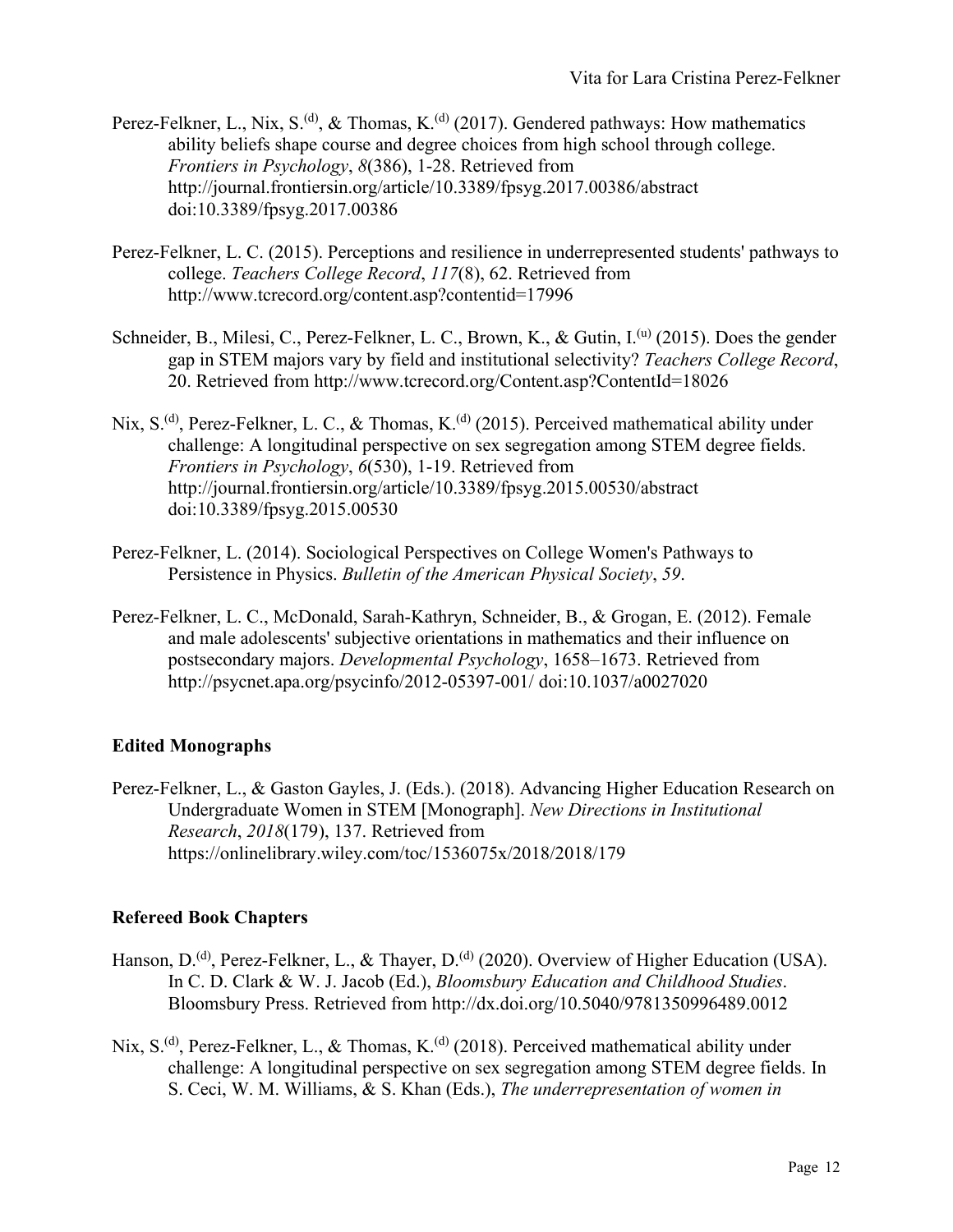Perez-Felkner, L., Nix, S.[d], & Thomas, K.[d] (2017). Gendered pathways: How mathematics ability beliefs shape course and degree choices from high school through college. *Frontiers in Psychology*, *8*(386), 1-28. Retrieved from http://journal.frontiersin.org/article/10.3389/fpsyg.2017.00386/abstract doi:10.3389/fpsyg.2017.00386

Perez-Felkner, L. C. (2015). Perceptions and resilience in underrepresented students' pathways to college. *Teachers College Record*, *117*(8), 62. Retrieved from http://www.tcrecord.org/content.asp?contentid=17996

Schneider, B., Milesi, C., Perez-Felkner, L. C., Brown, K., & Gutin, I.[u] (2015). Does the gender gap in STEM majors vary by field and institutional selectivity? *Teachers College Record*, 20. Retrieved from http://www.tcrecord.org/Content.asp?ContentId=18026

Nix, S.[d], Perez-Felkner, L. C., & Thomas, K.[d] (2015). Perceived mathematical ability under challenge: A longitudinal perspective on sex segregation among STEM degree fields. *Frontiers in Psychology*, *6*(530), 1-19. Retrieved from http://journal.frontiersin.org/article/10.3389/fpsyg.2015.00530/abstract doi:10.3389/fpsyg.2015.00530

Perez-Felkner, L. (2014). Sociological Perspectives on College Women's Pathways to Persistence in Physics. *Bulletin of the American Physical Society*, *59*.

Perez-Felkner, L. C., McDonald, Sarah-Kathryn, Schneider, B., & Grogan, E. (2012). Female and male adolescents' subjective orientations in mathematics and their influence on postsecondary majors. *Developmental Psychology*, 1658–1673. Retrieved from http://psycnet.apa.org/psycinfo/2012-05397-001/ doi:10.1037/a0027020

**Edited Monographs**

Perez-Felkner, L., & Gaston Gayles, J. (Eds.). (2018). Advancing Higher Education Research on Undergraduate Women in STEM [Monograph]. *New Directions in Institutional Research*, *2018*(179), 137. Retrieved from https://onlinelibrary.wiley.com/toc/1536075x/2018/2018/179

**Refereed Book Chapters**

Hanson, D.[d], Perez-Felkner, L., & Thayer, D.[d] (2020). Overview of Higher Education (USA). In C. D. Clark & W. J. Jacob (Ed.), *Bloomsbury Education and Childhood Studies*. Bloomsbury Press. Retrieved from http://dx.doi.org/10.5040/9781350996489.0012

Nix, S.[d], Perez-Felkner, L., & Thomas, K.[d] (2018). Perceived mathematical ability under challenge: A longitudinal perspective on sex segregation among STEM degree fields. In S. Ceci, W. M. Williams, & S. Khan (Eds.), *The underrepresentation of women in*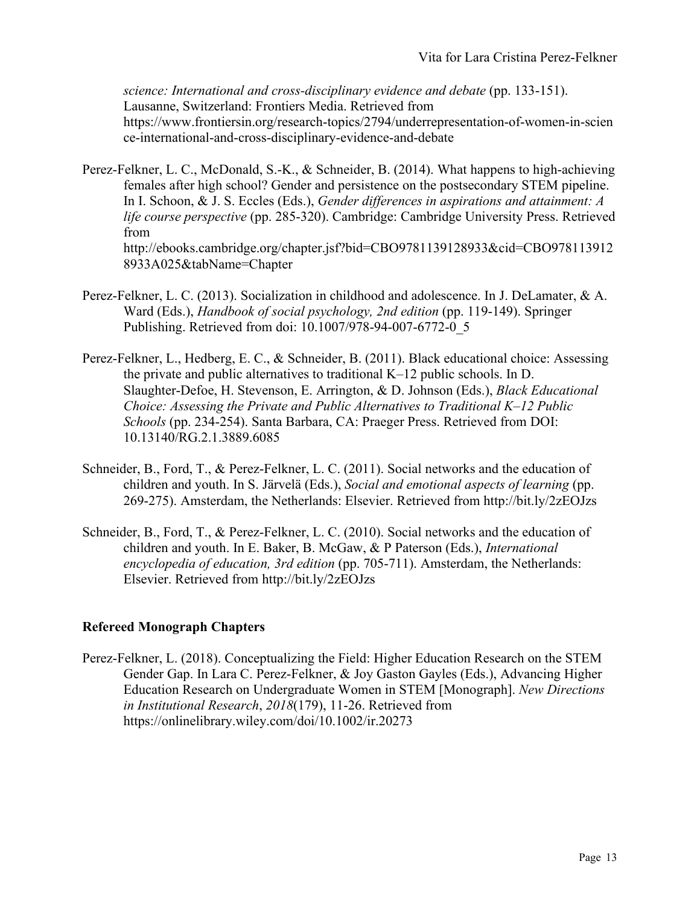*science: International and cross-disciplinary evidence and debate* (pp. 133-151). Lausanne, Switzerland: Frontiers Media. Retrieved from https://www.frontiersin.org/research-topics/2794/underrepresentation-of-women-in-science-international-and-cross-disciplinary-evidence-and-debate

Perez-Felkner, L. C., McDonald, S.-K., & Schneider, B. (2014). What happens to high-achieving females after high school? Gender and persistence on the postsecondary STEM pipeline. In I. Schoon, & J. S. Eccles (Eds.), *Gender differences in aspirations and attainment: A life course perspective* (pp. 285-320). Cambridge: Cambridge University Press. Retrieved from http://ebooks.cambridge.org/chapter.jsf?bid=CBO9781139128933&cid=CBO9781139128933A025&tabName=Chapter

Perez-Felkner, L. C. (2013). Socialization in childhood and adolescence. In J. DeLamater, & A. Ward (Eds.), *Handbook of social psychology, 2nd edition* (pp. 119-149). Springer Publishing. Retrieved from doi: 10.1007/978-94-007-6772-0_5

Perez-Felkner, L., Hedberg, E. C., & Schneider, B. (2011). Black educational choice: Assessing the private and public alternatives to traditional K–12 public schools. In D. Slaughter-Defoe, H. Stevenson, E. Arrington, & D. Johnson (Eds.), *Black Educational Choice: Assessing the Private and Public Alternatives to Traditional K–12 Public Schools* (pp. 234-254). Santa Barbara, CA: Praeger Press. Retrieved from DOI: 10.13140/RG.2.1.3889.6085

Schneider, B., Ford, T., & Perez-Felkner, L. C. (2011). Social networks and the education of children and youth. In S. Järvelä (Eds.), *Social and emotional aspects of learning* (pp. 269-275). Amsterdam, the Netherlands: Elsevier. Retrieved from http://bit.ly/2zEOJzs

Schneider, B., Ford, T., & Perez-Felkner, L. C. (2010). Social networks and the education of children and youth. In E. Baker, B. McGaw, & P Paterson (Eds.), *International encyclopedia of education, 3rd edition* (pp. 705-711). Amsterdam, the Netherlands: Elsevier. Retrieved from http://bit.ly/2zEOJzs

### Refereed Monograph Chapters

Perez-Felkner, L. (2018). Conceptualizing the Field: Higher Education Research on the STEM Gender Gap. In Lara C. Perez-Felkner, & Joy Gaston Gayles (Eds.), Advancing Higher Education Research on Undergraduate Women in STEM [Monograph]. *New Directions in Institutional Research*, *2018*(179), 11-26. Retrieved from https://onlinelibrary.wiley.com/doi/10.1002/ir.20273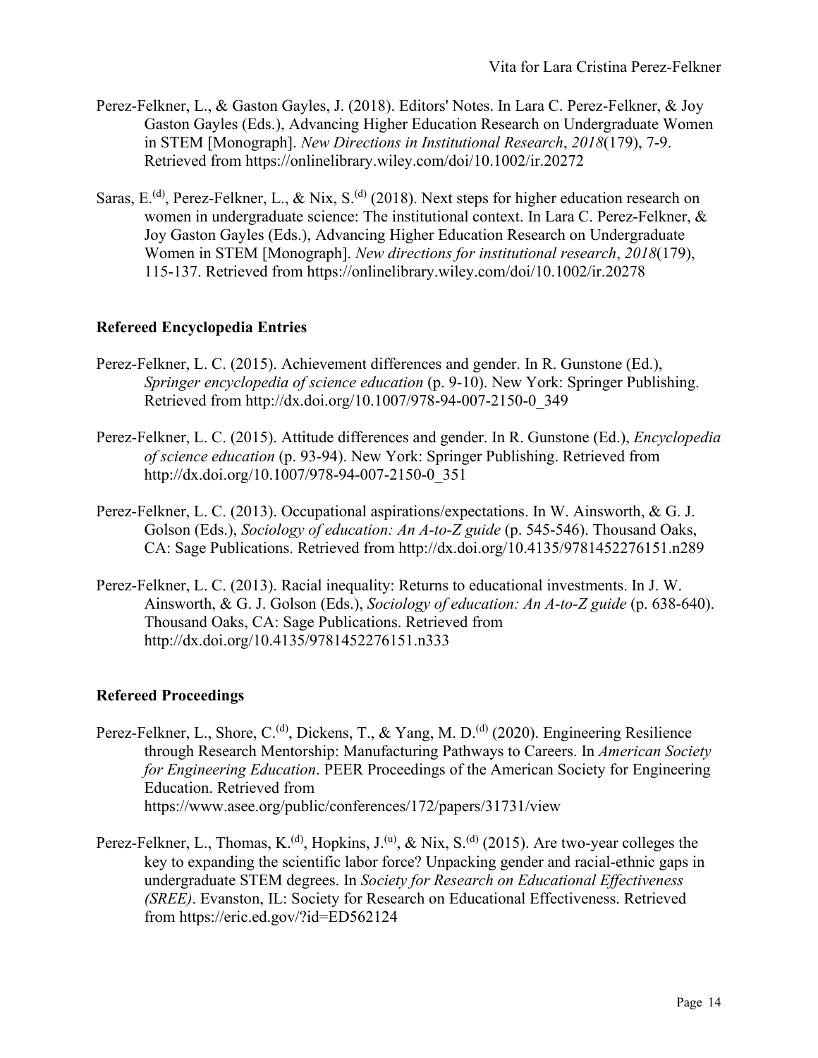Perez-Felkner, L., & Gaston Gayles, J. (2018). Editors' Notes. In Lara C. Perez-Felkner, & Joy Gaston Gayles (Eds.), Advancing Higher Education Research on Undergraduate Women in STEM [Monograph]. *New Directions in Institutional Research*, *2018*(179), 7-9. Retrieved from https://onlinelibrary.wiley.com/doi/10.1002/ir.20272

Saras, E.(d), Perez-Felkner, L., & Nix, S.(d) (2018). Next steps for higher education research on women in undergraduate science: The institutional context. In Lara C. Perez-Felkner, & Joy Gaston Gayles (Eds.), Advancing Higher Education Research on Undergraduate Women in STEM [Monograph]. *New directions for institutional research*, *2018*(179), 115-137. Retrieved from https://onlinelibrary.wiley.com/doi/10.1002/ir.20278

## Refereed Encyclopedia Entries

Perez-Felkner, L. C. (2015). Achievement differences and gender. In R. Gunstone (Ed.), *Springer encyclopedia of science education* (p. 9-10). New York: Springer Publishing. Retrieved from http://dx.doi.org/10.1007/978-94-007-2150-0_349

Perez-Felkner, L. C. (2015). Attitude differences and gender. In R. Gunstone (Ed.), *Encyclopedia of science education* (p. 93-94). New York: Springer Publishing. Retrieved from http://dx.doi.org/10.1007/978-94-007-2150-0_351

Perez-Felkner, L. C. (2013). Occupational aspirations/expectations. In W. Ainsworth, & G. J. Golson (Eds.), *Sociology of education: An A-to-Z guide* (p. 545-546). Thousand Oaks, CA: Sage Publications. Retrieved from http://dx.doi.org/10.4135/9781452276151.n289

Perez-Felkner, L. C. (2013). Racial inequality: Returns to educational investments. In J. W. Ainsworth, & G. J. Golson (Eds.), *Sociology of education: An A-to-Z guide* (p. 638-640). Thousand Oaks, CA: Sage Publications. Retrieved from http://dx.doi.org/10.4135/9781452276151.n333

## Refereed Proceedings

Perez-Felkner, L., Shore, C.(d), Dickens, T., & Yang, M. D.(d) (2020). Engineering Resilience through Research Mentorship: Manufacturing Pathways to Careers. In *American Society for Engineering Education*. PEER Proceedings of the American Society for Engineering Education. Retrieved from https://www.asee.org/public/conferences/172/papers/31731/view

Perez-Felkner, L., Thomas, K.(d), Hopkins, J.(u), & Nix, S.(d) (2015). Are two-year colleges the key to expanding the scientific labor force? Unpacking gender and racial-ethnic gaps in undergraduate STEM degrees. In *Society for Research on Educational Effectiveness (SREE)*. Evanston, IL: Society for Research on Educational Effectiveness. Retrieved from https://eric.ed.gov/?id=ED562124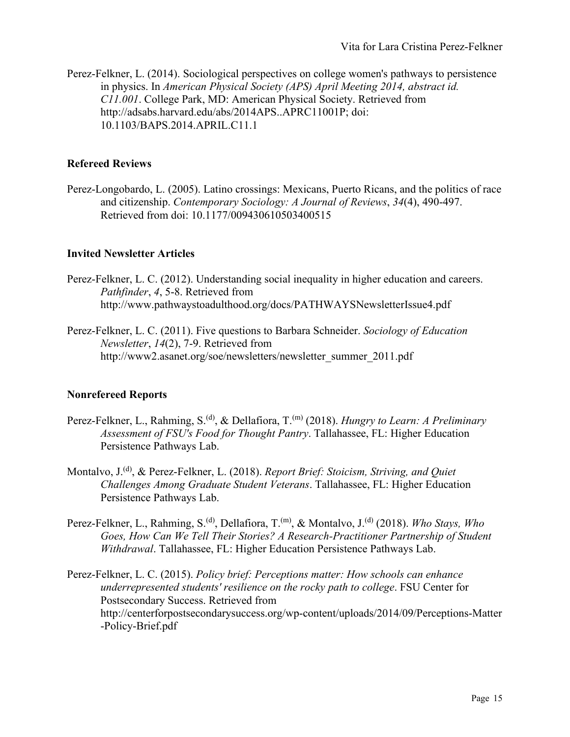Perez-Felkner, L. (2014). Sociological perspectives on college women's pathways to persistence in physics. In *American Physical Society (APS) April Meeting 2014, abstract id. C11.001*. College Park, MD: American Physical Society. Retrieved from http://adsabs.harvard.edu/abs/2014APS..APRC11001P; doi: 10.1103/BAPS.2014.APRIL.C11.1

### Refereed Reviews

Perez-Longobardo, L. (2005). Latino crossings: Mexicans, Puerto Ricans, and the politics of race and citizenship. *Contemporary Sociology: A Journal of Reviews*, *34*(4), 490-497. Retrieved from doi: 10.1177/009430610503400515

### Invited Newsletter Articles

Perez-Felkner, L. C. (2012). Understanding social inequality in higher education and careers. *Pathfinder*, *4*, 5-8. Retrieved from http://www.pathwaystoadulthood.org/docs/PATHWAYSNewsletterIssue4.pdf

Perez-Felkner, L. C. (2011). Five questions to Barbara Schneider. *Sociology of Education Newsletter*, *14*(2), 7-9. Retrieved from http://www2.asanet.org/soe/newsletters/newsletter_summer_2011.pdf

### Nonrefereed Reports

Perez-Felkner, L., Rahming, S.(d), & Dellafiora, T.(m) (2018). *Hungry to Learn: A Preliminary Assessment of FSU's Food for Thought Pantry*. Tallahassee, FL: Higher Education Persistence Pathways Lab.

Montalvo, J.(d), & Perez-Felkner, L. (2018). *Report Brief: Stoicism, Striving, and Quiet Challenges Among Graduate Student Veterans*. Tallahassee, FL: Higher Education Persistence Pathways Lab.

Perez-Felkner, L., Rahming, S.(d), Dellafiora, T.(m), & Montalvo, J.(d) (2018). *Who Stays, Who Goes, How Can We Tell Their Stories? A Research-Practitioner Partnership of Student Withdrawal*. Tallahassee, FL: Higher Education Persistence Pathways Lab.

Perez-Felkner, L. C. (2015). *Policy brief: Perceptions matter: How schools can enhance underrepresented students' resilience on the rocky path to college*. FSU Center for Postsecondary Success. Retrieved from http://centerforpostsecondarysuccess.org/wp-content/uploads/2014/09/Perceptions-Matter-Policy-Brief.pdf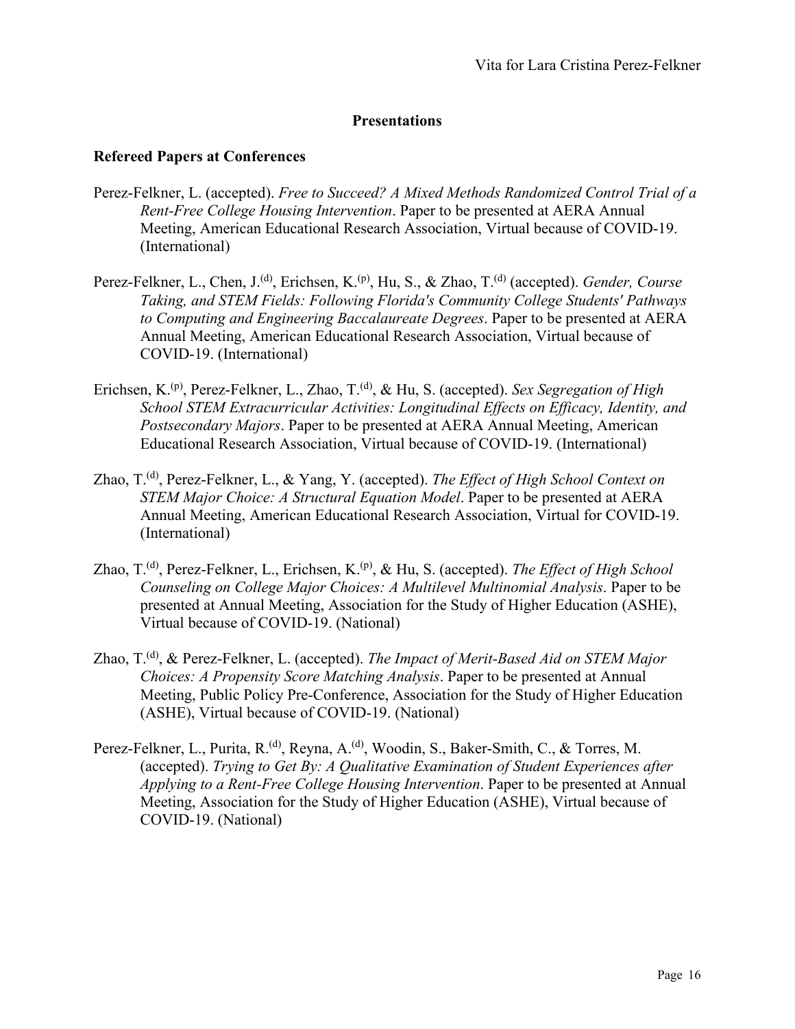## Presentations

### Refereed Papers at Conferences

Perez-Felkner, L. (accepted). *Free to Succeed? A Mixed Methods Randomized Control Trial of a Rent-Free College Housing Intervention*. Paper to be presented at AERA Annual Meeting, American Educational Research Association, Virtual because of COVID-19. (International)

Perez-Felkner, L., Chen, J.[(d)], Erichsen, K.[(p)], Hu, S., & Zhao, T.[(d)] (accepted). *Gender, Course Taking, and STEM Fields: Following Florida's Community College Students' Pathways to Computing and Engineering Baccalaureate Degrees*. Paper to be presented at AERA Annual Meeting, American Educational Research Association, Virtual because of COVID-19. (International)

Erichsen, K.[(p)], Perez-Felkner, L., Zhao, T.[(d)], & Hu, S. (accepted). *Sex Segregation of High School STEM Extracurricular Activities: Longitudinal Effects on Efficacy, Identity, and Postsecondary Majors*. Paper to be presented at AERA Annual Meeting, American Educational Research Association, Virtual because of COVID-19. (International)

Zhao, T.[(d)], Perez-Felkner, L., & Yang, Y. (accepted). *The Effect of High School Context on STEM Major Choice: A Structural Equation Model*. Paper to be presented at AERA Annual Meeting, American Educational Research Association, Virtual for COVID-19. (International)

Zhao, T.[(d)], Perez-Felkner, L., Erichsen, K.[(p)], & Hu, S. (accepted). *The Effect of High School Counseling on College Major Choices: A Multilevel Multinomial Analysis*. Paper to be presented at Annual Meeting, Association for the Study of Higher Education (ASHE), Virtual because of COVID-19. (National)

Zhao, T.[(d)], & Perez-Felkner, L. (accepted). *The Impact of Merit-Based Aid on STEM Major Choices: A Propensity Score Matching Analysis*. Paper to be presented at Annual Meeting, Public Policy Pre-Conference, Association for the Study of Higher Education (ASHE), Virtual because of COVID-19. (National)

Perez-Felkner, L., Purita, R.[(d)], Reyna, A.[(d)], Woodin, S., Baker-Smith, C., & Torres, M. (accepted). *Trying to Get By: A Qualitative Examination of Student Experiences after Applying to a Rent-Free College Housing Intervention*. Paper to be presented at Annual Meeting, Association for the Study of Higher Education (ASHE), Virtual because of COVID-19. (National)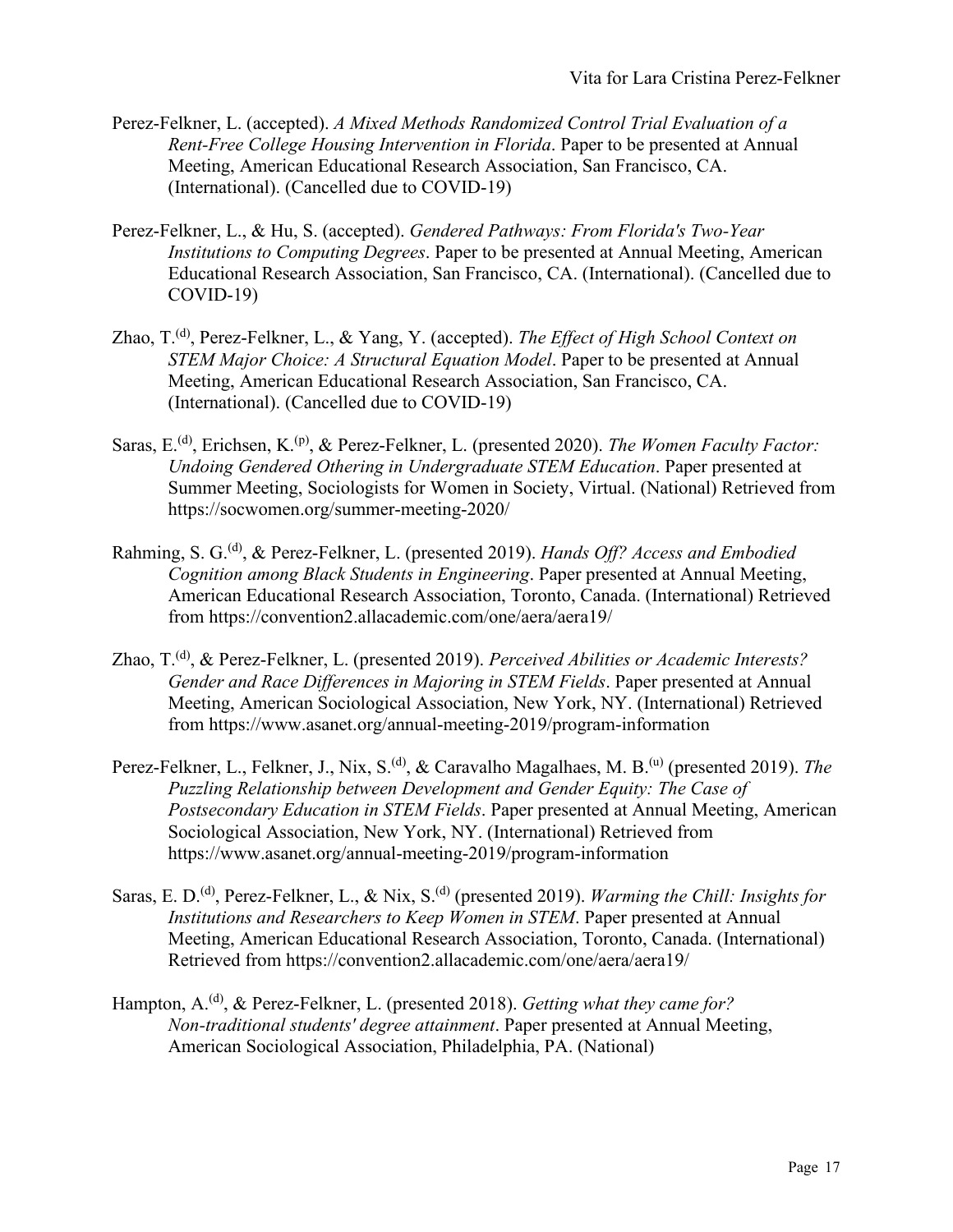Perez-Felkner, L. (accepted). *A Mixed Methods Randomized Control Trial Evaluation of a Rent-Free College Housing Intervention in Florida*. Paper to be presented at Annual Meeting, American Educational Research Association, San Francisco, CA. (International). (Cancelled due to COVID-19)

Perez-Felkner, L., & Hu, S. (accepted). *Gendered Pathways: From Florida's Two-Year Institutions to Computing Degrees*. Paper to be presented at Annual Meeting, American Educational Research Association, San Francisco, CA. (International). (Cancelled due to COVID-19)

Zhao, T.[(d)], Perez-Felkner, L., & Yang, Y. (accepted). *The Effect of High School Context on STEM Major Choice: A Structural Equation Model*. Paper to be presented at Annual Meeting, American Educational Research Association, San Francisco, CA. (International). (Cancelled due to COVID-19)

Saras, E.[(d)], Erichsen, K.[(p)], & Perez-Felkner, L. (presented 2020). *The Women Faculty Factor: Undoing Gendered Othering in Undergraduate STEM Education*. Paper presented at Summer Meeting, Sociologists for Women in Society, Virtual. (National) Retrieved from https://socwomen.org/summer-meeting-2020/

Rahming, S. G.[(d)], & Perez-Felkner, L. (presented 2019). *Hands Off? Access and Embodied Cognition among Black Students in Engineering*. Paper presented at Annual Meeting, American Educational Research Association, Toronto, Canada. (International) Retrieved from https://convention2.allacademic.com/one/aera/aera19/

Zhao, T.[(d)], & Perez-Felkner, L. (presented 2019). *Perceived Abilities or Academic Interests? Gender and Race Differences in Majoring in STEM Fields*. Paper presented at Annual Meeting, American Sociological Association, New York, NY. (International) Retrieved from https://www.asanet.org/annual-meeting-2019/program-information

Perez-Felkner, L., Felkner, J., Nix, S.[(d)], & Caravalho Magalhaes, M. B.[(u)] (presented 2019). *The Puzzling Relationship between Development and Gender Equity: The Case of Postsecondary Education in STEM Fields*. Paper presented at Annual Meeting, American Sociological Association, New York, NY. (International) Retrieved from https://www.asanet.org/annual-meeting-2019/program-information

Saras, E. D.[(d)], Perez-Felkner, L., & Nix, S.[(d)] (presented 2019). *Warming the Chill: Insights for Institutions and Researchers to Keep Women in STEM*. Paper presented at Annual Meeting, American Educational Research Association, Toronto, Canada. (International) Retrieved from https://convention2.allacademic.com/one/aera/aera19/

Hampton, A.[(d)], & Perez-Felkner, L. (presented 2018). *Getting what they came for? Non-traditional students' degree attainment*. Paper presented at Annual Meeting, American Sociological Association, Philadelphia, PA. (National)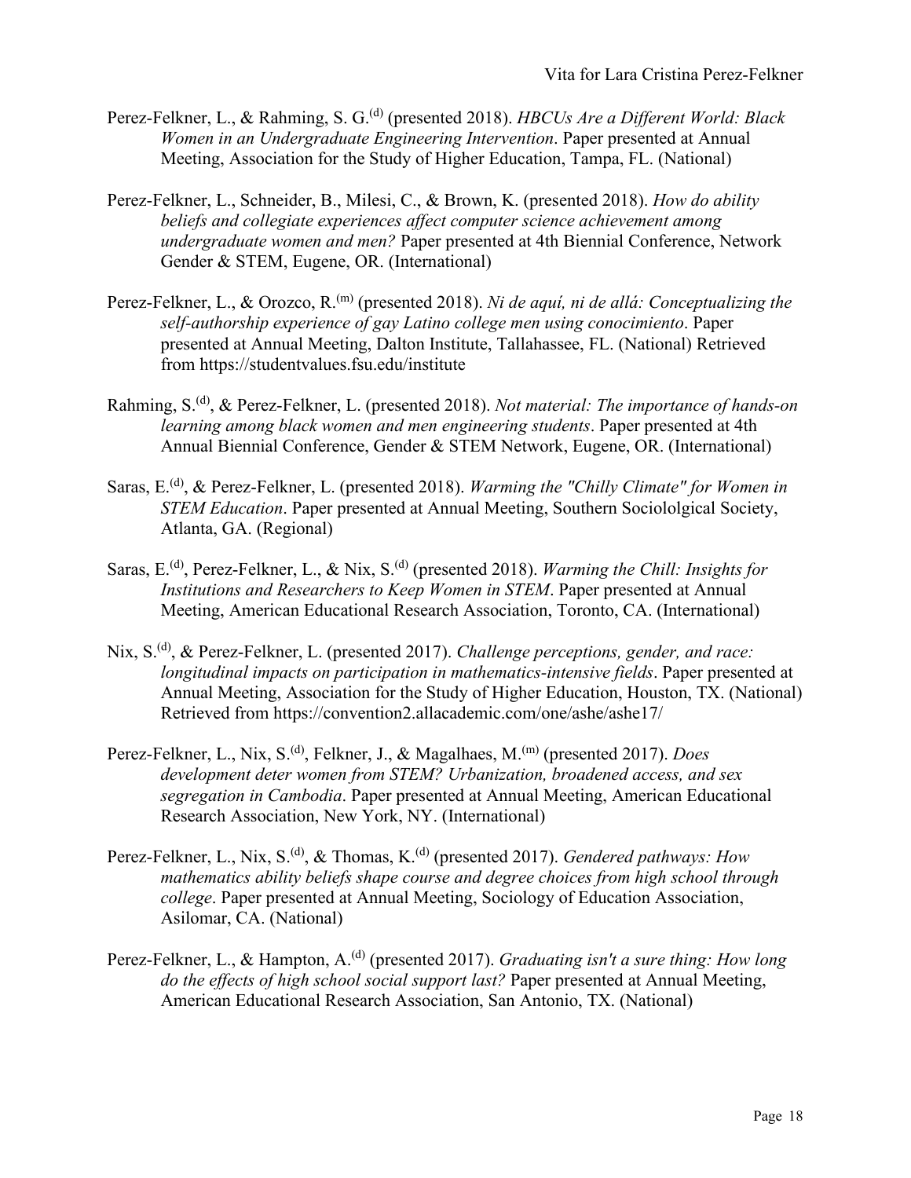Perez-Felkner, L., & Rahming, S. G.[(d)] (presented 2018). *HBCUs Are a Different World: Black Women in an Undergraduate Engineering Intervention*. Paper presented at Annual Meeting, Association for the Study of Higher Education, Tampa, FL. (National)

Perez-Felkner, L., Schneider, B., Milesi, C., & Brown, K. (presented 2018). *How do ability beliefs and collegiate experiences affect computer science achievement among undergraduate women and men?* Paper presented at 4th Biennial Conference, Network Gender & STEM, Eugene, OR. (International)

Perez-Felkner, L., & Orozco, R.[(m)] (presented 2018). *Ni de aquí, ni de allá: Conceptualizing the self-authorship experience of gay Latino college men using conocimiento*. Paper presented at Annual Meeting, Dalton Institute, Tallahassee, FL. (National) Retrieved from https://studentvalues.fsu.edu/institute

Rahming, S.[(d)], & Perez-Felkner, L. (presented 2018). *Not material: The importance of hands-on learning among black women and men engineering students*. Paper presented at 4th Annual Biennial Conference, Gender & STEM Network, Eugene, OR. (International)

Saras, E.[(d)], & Perez-Felkner, L. (presented 2018). *Warming the "Chilly Climate" for Women in STEM Education*. Paper presented at Annual Meeting, Southern Sociololgical Society, Atlanta, GA. (Regional)

Saras, E.[(d)], Perez-Felkner, L., & Nix, S.[(d)] (presented 2018). *Warming the Chill: Insights for Institutions and Researchers to Keep Women in STEM*. Paper presented at Annual Meeting, American Educational Research Association, Toronto, CA. (International)

Nix, S.[(d)], & Perez-Felkner, L. (presented 2017). *Challenge perceptions, gender, and race: longitudinal impacts on participation in mathematics-intensive fields*. Paper presented at Annual Meeting, Association for the Study of Higher Education, Houston, TX. (National) Retrieved from https://convention2.allacademic.com/one/ashe/ashe17/

Perez-Felkner, L., Nix, S.[(d)], Felkner, J., & Magalhaes, M.[(m)] (presented 2017). *Does development deter women from STEM? Urbanization, broadened access, and sex segregation in Cambodia*. Paper presented at Annual Meeting, American Educational Research Association, New York, NY. (International)

Perez-Felkner, L., Nix, S.[(d)], & Thomas, K.[(d)] (presented 2017). *Gendered pathways: How mathematics ability beliefs shape course and degree choices from high school through college*. Paper presented at Annual Meeting, Sociology of Education Association, Asilomar, CA. (National)

Perez-Felkner, L., & Hampton, A.[(d)] (presented 2017). *Graduating isn't a sure thing: How long do the effects of high school social support last?* Paper presented at Annual Meeting, American Educational Research Association, San Antonio, TX. (National)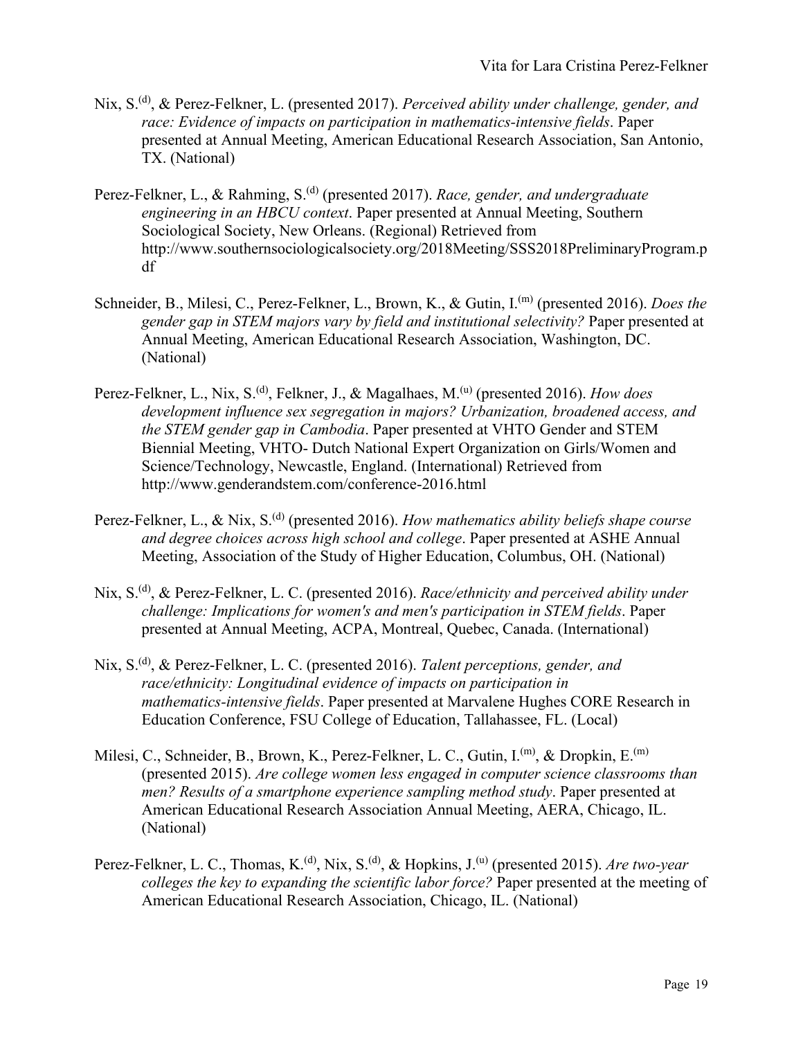Nix, S.[d], & Perez-Felkner, L. (presented 2017). *Perceived ability under challenge, gender, and race: Evidence of impacts on participation in mathematics-intensive fields*. Paper presented at Annual Meeting, American Educational Research Association, San Antonio, TX. (National)

Perez-Felkner, L., & Rahming, S.[d] (presented 2017). *Race, gender, and undergraduate engineering in an HBCU context*. Paper presented at Annual Meeting, Southern Sociological Society, New Orleans. (Regional) Retrieved from http://www.southernsociologicalsociety.org/2018Meeting/SSS2018PreliminaryProgram.pdf

Schneider, B., Milesi, C., Perez-Felkner, L., Brown, K., & Gutin, I.[m] (presented 2016). *Does the gender gap in STEM majors vary by field and institutional selectivity?* Paper presented at Annual Meeting, American Educational Research Association, Washington, DC. (National)

Perez-Felkner, L., Nix, S.[d], Felkner, J., & Magalhaes, M.[u] (presented 2016). *How does development influence sex segregation in majors? Urbanization, broadened access, and the STEM gender gap in Cambodia*. Paper presented at VHTO Gender and STEM Biennial Meeting, VHTO- Dutch National Expert Organization on Girls/Women and Science/Technology, Newcastle, England. (International) Retrieved from http://www.genderandstem.com/conference-2016.html

Perez-Felkner, L., & Nix, S.[d] (presented 2016). *How mathematics ability beliefs shape course and degree choices across high school and college*. Paper presented at ASHE Annual Meeting, Association of the Study of Higher Education, Columbus, OH. (National)

Nix, S.[d], & Perez-Felkner, L. C. (presented 2016). *Race/ethnicity and perceived ability under challenge: Implications for women's and men's participation in STEM fields*. Paper presented at Annual Meeting, ACPA, Montreal, Quebec, Canada. (International)

Nix, S.[d], & Perez-Felkner, L. C. (presented 2016). *Talent perceptions, gender, and race/ethnicity: Longitudinal evidence of impacts on participation in mathematics-intensive fields*. Paper presented at Marvalene Hughes CORE Research in Education Conference, FSU College of Education, Tallahassee, FL. (Local)

Milesi, C., Schneider, B., Brown, K., Perez-Felkner, L. C., Gutin, I.[m], & Dropkin, E.[m] (presented 2015). *Are college women less engaged in computer science classrooms than men? Results of a smartphone experience sampling method study*. Paper presented at American Educational Research Association Annual Meeting, AERA, Chicago, IL. (National)

Perez-Felkner, L. C., Thomas, K.[d], Nix, S.[d], & Hopkins, J.[u] (presented 2015). *Are two-year colleges the key to expanding the scientific labor force?* Paper presented at the meeting of American Educational Research Association, Chicago, IL. (National)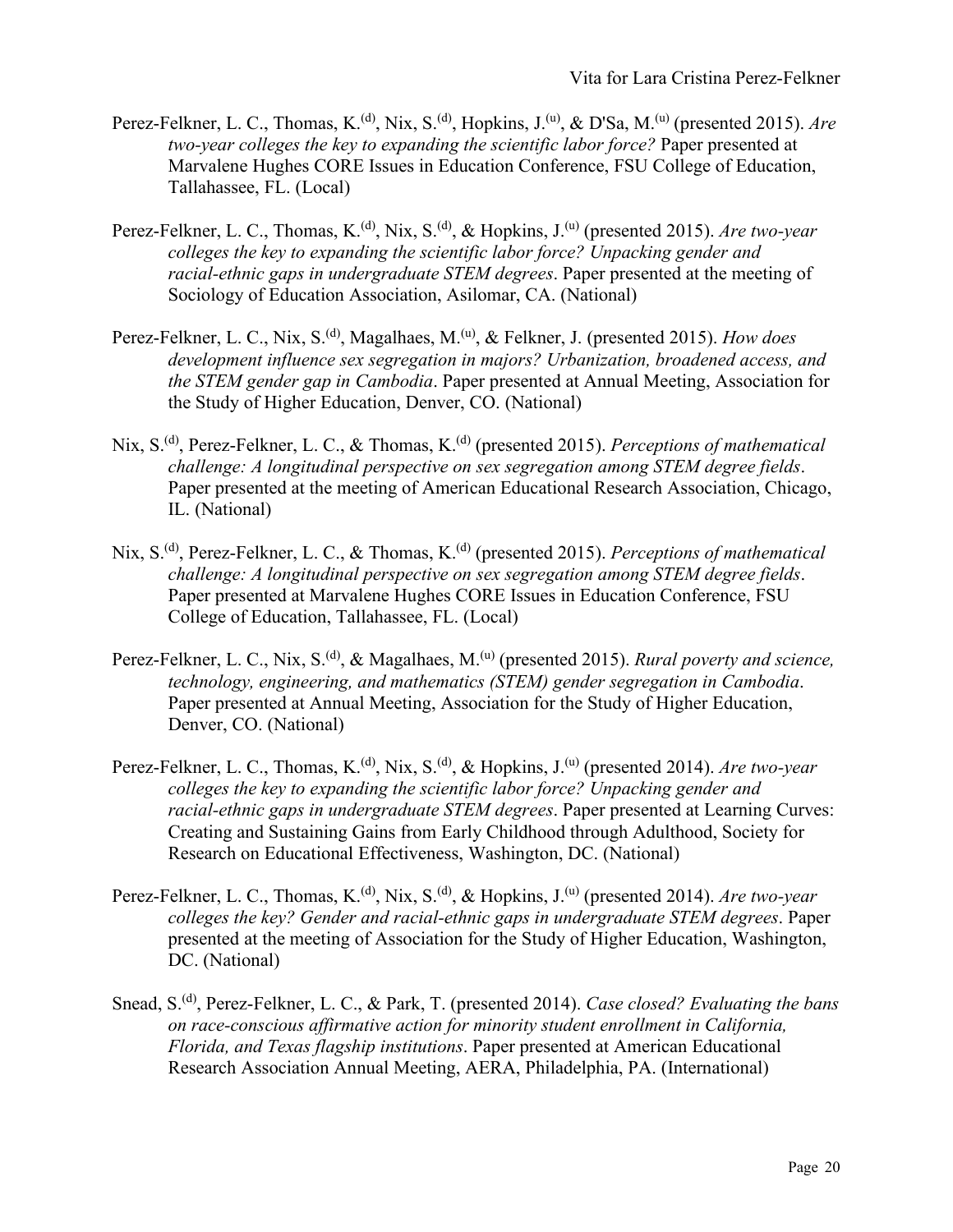Perez-Felkner, L. C., Thomas, K.[(d)], Nix, S.[(d)], Hopkins, J.[(u)], & D'Sa, M.[(u)] (presented 2015). *Are two-year colleges the key to expanding the scientific labor force?* Paper presented at Marvalene Hughes CORE Issues in Education Conference, FSU College of Education, Tallahassee, FL. (Local)

Perez-Felkner, L. C., Thomas, K.[(d)], Nix, S.[(d)], & Hopkins, J.[(u)] (presented 2015). *Are two-year colleges the key to expanding the scientific labor force? Unpacking gender and racial-ethnic gaps in undergraduate STEM degrees*. Paper presented at the meeting of Sociology of Education Association, Asilomar, CA. (National)

Perez-Felkner, L. C., Nix, S.[(d)], Magalhaes, M.[(u)], & Felkner, J. (presented 2015). *How does development influence sex segregation in majors? Urbanization, broadened access, and the STEM gender gap in Cambodia*. Paper presented at Annual Meeting, Association for the Study of Higher Education, Denver, CO. (National)

Nix, S.[(d)], Perez-Felkner, L. C., & Thomas, K.[(d)] (presented 2015). *Perceptions of mathematical challenge: A longitudinal perspective on sex segregation among STEM degree fields*. Paper presented at the meeting of American Educational Research Association, Chicago, IL. (National)

Nix, S.[(d)], Perez-Felkner, L. C., & Thomas, K.[(d)] (presented 2015). *Perceptions of mathematical challenge: A longitudinal perspective on sex segregation among STEM degree fields*. Paper presented at Marvalene Hughes CORE Issues in Education Conference, FSU College of Education, Tallahassee, FL. (Local)

Perez-Felkner, L. C., Nix, S.[(d)], & Magalhaes, M.[(u)] (presented 2015). *Rural poverty and science, technology, engineering, and mathematics (STEM) gender segregation in Cambodia*. Paper presented at Annual Meeting, Association for the Study of Higher Education, Denver, CO. (National)

Perez-Felkner, L. C., Thomas, K.[(d)], Nix, S.[(d)], & Hopkins, J.[(u)] (presented 2014). *Are two-year colleges the key to expanding the scientific labor force? Unpacking gender and racial-ethnic gaps in undergraduate STEM degrees*. Paper presented at Learning Curves: Creating and Sustaining Gains from Early Childhood through Adulthood, Society for Research on Educational Effectiveness, Washington, DC. (National)

Perez-Felkner, L. C., Thomas, K.[(d)], Nix, S.[(d)], & Hopkins, J.[(u)] (presented 2014). *Are two-year colleges the key? Gender and racial-ethnic gaps in undergraduate STEM degrees*. Paper presented at the meeting of Association for the Study of Higher Education, Washington, DC. (National)

Snead, S.[(d)], Perez-Felkner, L. C., & Park, T. (presented 2014). *Case closed? Evaluating the bans on race-conscious affirmative action for minority student enrollment in California, Florida, and Texas flagship institutions*. Paper presented at American Educational Research Association Annual Meeting, AERA, Philadelphia, PA. (International)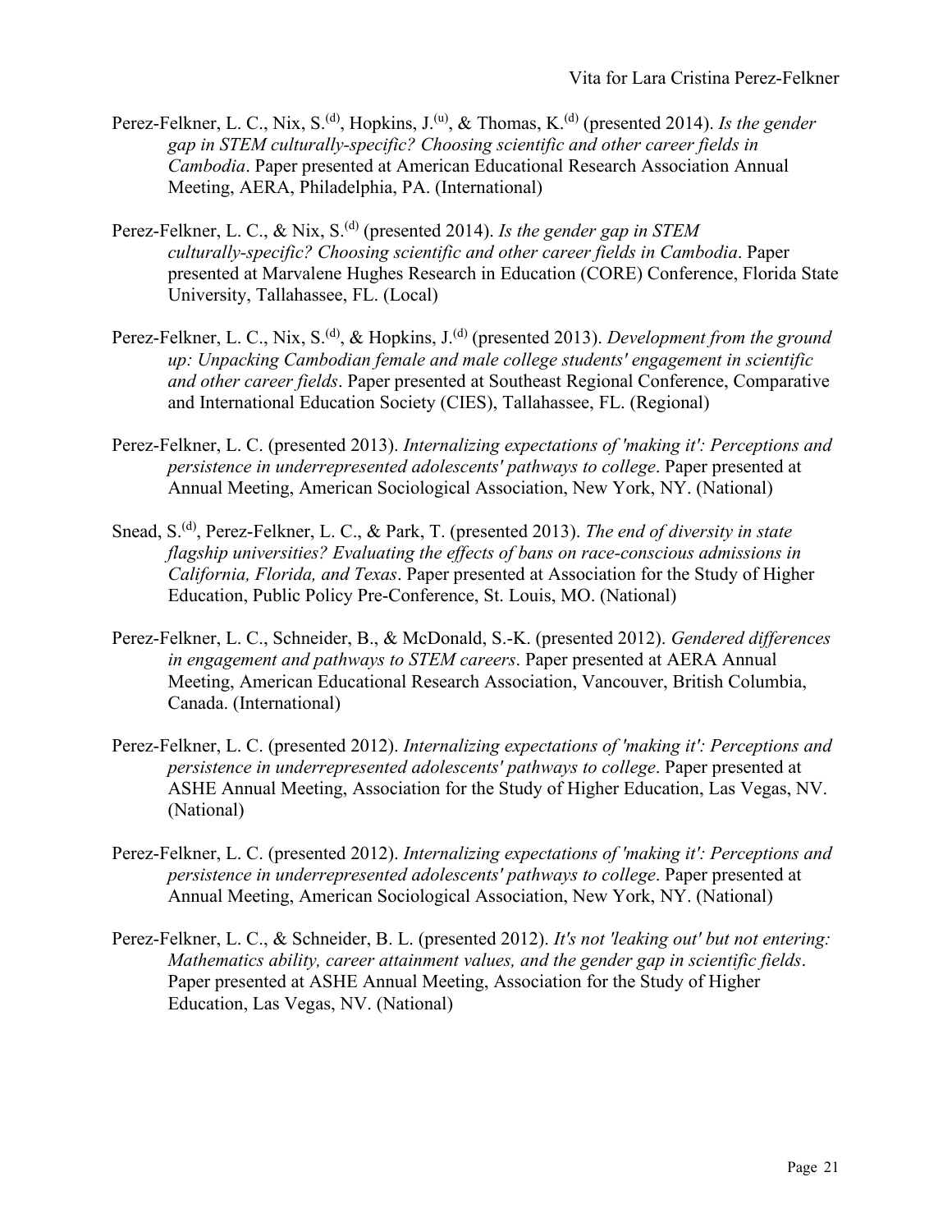Perez-Felkner, L. C., Nix, S.[d], Hopkins, J.[u], & Thomas, K.[d] (presented 2014). *Is the gender gap in STEM culturally-specific? Choosing scientific and other career fields in Cambodia*. Paper presented at American Educational Research Association Annual Meeting, AERA, Philadelphia, PA. (International)

Perez-Felkner, L. C., & Nix, S.[d] (presented 2014). *Is the gender gap in STEM culturally-specific? Choosing scientific and other career fields in Cambodia*. Paper presented at Marvalene Hughes Research in Education (CORE) Conference, Florida State University, Tallahassee, FL. (Local)

Perez-Felkner, L. C., Nix, S.[d], & Hopkins, J.[d] (presented 2013). *Development from the ground up: Unpacking Cambodian female and male college students' engagement in scientific and other career fields*. Paper presented at Southeast Regional Conference, Comparative and International Education Society (CIES), Tallahassee, FL. (Regional)

Perez-Felkner, L. C. (presented 2013). *Internalizing expectations of 'making it': Perceptions and persistence in underrepresented adolescents' pathways to college*. Paper presented at Annual Meeting, American Sociological Association, New York, NY. (National)

Snead, S.[d], Perez-Felkner, L. C., & Park, T. (presented 2013). *The end of diversity in state flagship universities? Evaluating the effects of bans on race-conscious admissions in California, Florida, and Texas*. Paper presented at Association for the Study of Higher Education, Public Policy Pre-Conference, St. Louis, MO. (National)

Perez-Felkner, L. C., Schneider, B., & McDonald, S.-K. (presented 2012). *Gendered differences in engagement and pathways to STEM careers*. Paper presented at AERA Annual Meeting, American Educational Research Association, Vancouver, British Columbia, Canada. (International)

Perez-Felkner, L. C. (presented 2012). *Internalizing expectations of 'making it': Perceptions and persistence in underrepresented adolescents' pathways to college*. Paper presented at ASHE Annual Meeting, Association for the Study of Higher Education, Las Vegas, NV. (National)

Perez-Felkner, L. C. (presented 2012). *Internalizing expectations of 'making it': Perceptions and persistence in underrepresented adolescents' pathways to college*. Paper presented at Annual Meeting, American Sociological Association, New York, NY. (National)

Perez-Felkner, L. C., & Schneider, B. L. (presented 2012). *It's not 'leaking out' but not entering: Mathematics ability, career attainment values, and the gender gap in scientific fields*. Paper presented at ASHE Annual Meeting, Association for the Study of Higher Education, Las Vegas, NV. (National)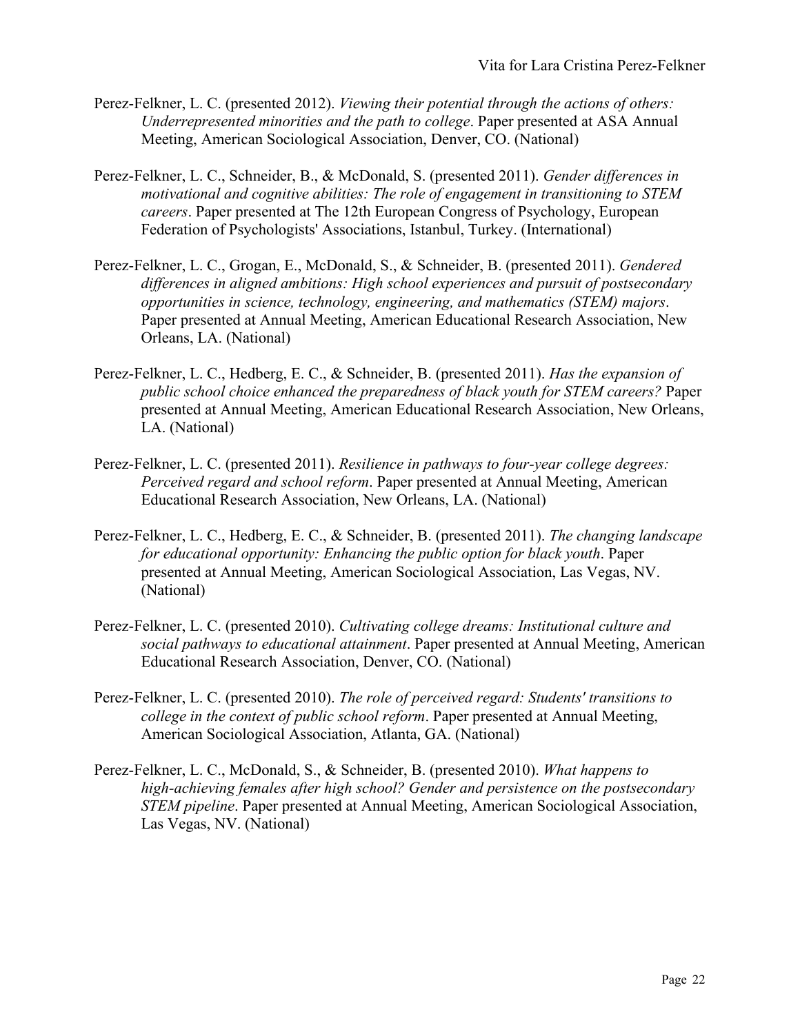Perez-Felkner, L. C. (presented 2012). *Viewing their potential through the actions of others: Underrepresented minorities and the path to college*. Paper presented at ASA Annual Meeting, American Sociological Association, Denver, CO. (National)

Perez-Felkner, L. C., Schneider, B., & McDonald, S. (presented 2011). *Gender differences in motivational and cognitive abilities: The role of engagement in transitioning to STEM careers*. Paper presented at The 12th European Congress of Psychology, European Federation of Psychologists' Associations, Istanbul, Turkey. (International)

Perez-Felkner, L. C., Grogan, E., McDonald, S., & Schneider, B. (presented 2011). *Gendered differences in aligned ambitions: High school experiences and pursuit of postsecondary opportunities in science, technology, engineering, and mathematics (STEM) majors*. Paper presented at Annual Meeting, American Educational Research Association, New Orleans, LA. (National)

Perez-Felkner, L. C., Hedberg, E. C., & Schneider, B. (presented 2011). *Has the expansion of public school choice enhanced the preparedness of black youth for STEM careers?* Paper presented at Annual Meeting, American Educational Research Association, New Orleans, LA. (National)

Perez-Felkner, L. C. (presented 2011). *Resilience in pathways to four-year college degrees: Perceived regard and school reform*. Paper presented at Annual Meeting, American Educational Research Association, New Orleans, LA. (National)

Perez-Felkner, L. C., Hedberg, E. C., & Schneider, B. (presented 2011). *The changing landscape for educational opportunity: Enhancing the public option for black youth*. Paper presented at Annual Meeting, American Sociological Association, Las Vegas, NV. (National)

Perez-Felkner, L. C. (presented 2010). *Cultivating college dreams: Institutional culture and social pathways to educational attainment*. Paper presented at Annual Meeting, American Educational Research Association, Denver, CO. (National)

Perez-Felkner, L. C. (presented 2010). *The role of perceived regard: Students' transitions to college in the context of public school reform*. Paper presented at Annual Meeting, American Sociological Association, Atlanta, GA. (National)

Perez-Felkner, L. C., McDonald, S., & Schneider, B. (presented 2010). *What happens to high-achieving females after high school? Gender and persistence on the postsecondary STEM pipeline*. Paper presented at Annual Meeting, American Sociological Association, Las Vegas, NV. (National)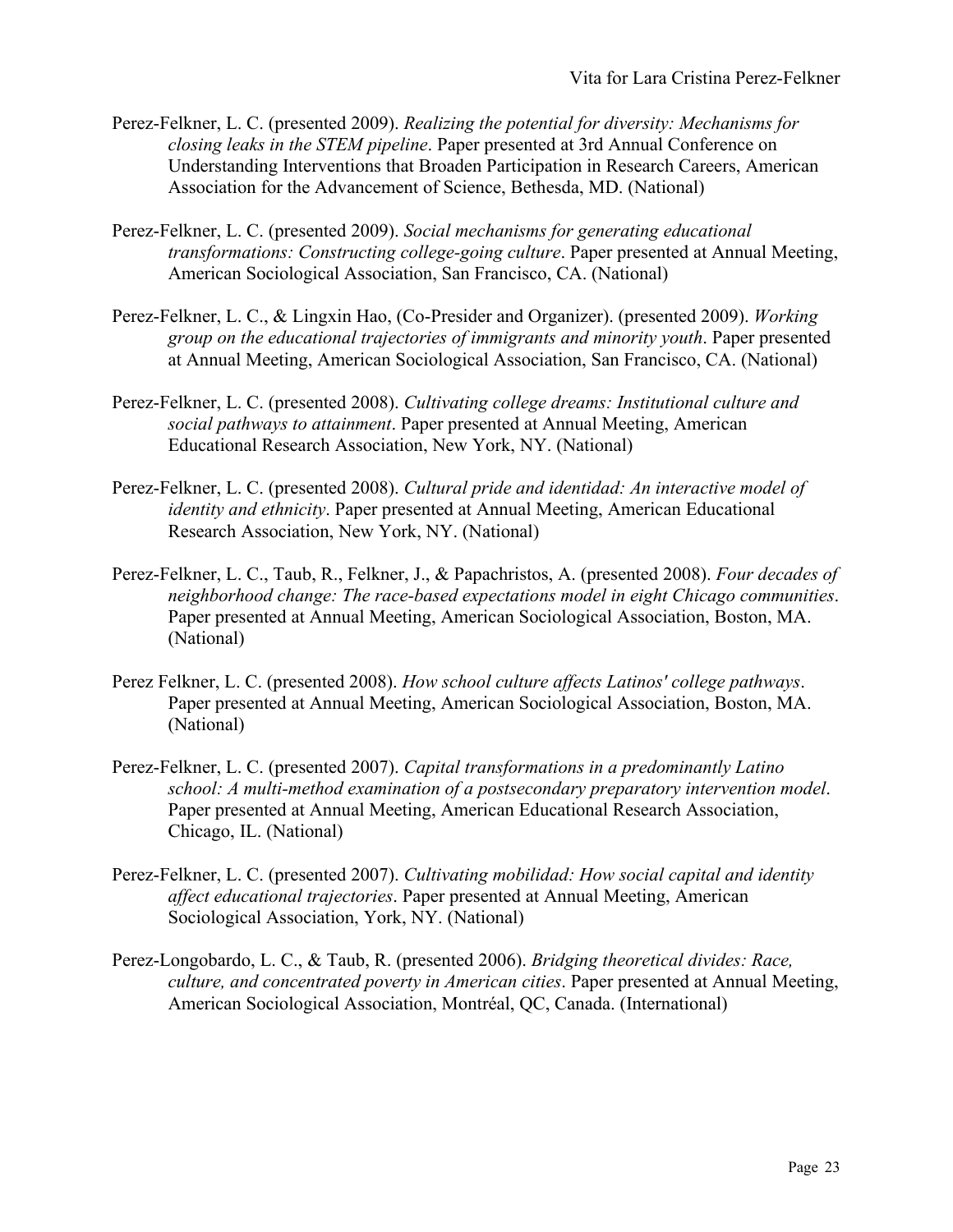Perez-Felkner, L. C. (presented 2009). *Realizing the potential for diversity: Mechanisms for closing leaks in the STEM pipeline*. Paper presented at 3rd Annual Conference on Understanding Interventions that Broaden Participation in Research Careers, American Association for the Advancement of Science, Bethesda, MD. (National)

Perez-Felkner, L. C. (presented 2009). *Social mechanisms for generating educational transformations: Constructing college-going culture*. Paper presented at Annual Meeting, American Sociological Association, San Francisco, CA. (National)

Perez-Felkner, L. C., & Lingxin Hao, (Co-Presider and Organizer). (presented 2009). *Working group on the educational trajectories of immigrants and minority youth*. Paper presented at Annual Meeting, American Sociological Association, San Francisco, CA. (National)

Perez-Felkner, L. C. (presented 2008). *Cultivating college dreams: Institutional culture and social pathways to attainment*. Paper presented at Annual Meeting, American Educational Research Association, New York, NY. (National)

Perez-Felkner, L. C. (presented 2008). *Cultural pride and identidad: An interactive model of identity and ethnicity*. Paper presented at Annual Meeting, American Educational Research Association, New York, NY. (National)

Perez-Felkner, L. C., Taub, R., Felkner, J., & Papachristos, A. (presented 2008). *Four decades of neighborhood change: The race-based expectations model in eight Chicago communities*. Paper presented at Annual Meeting, American Sociological Association, Boston, MA. (National)

Perez Felkner, L. C. (presented 2008). *How school culture affects Latinos' college pathways*. Paper presented at Annual Meeting, American Sociological Association, Boston, MA. (National)

Perez-Felkner, L. C. (presented 2007). *Capital transformations in a predominantly Latino school: A multi-method examination of a postsecondary preparatory intervention model*. Paper presented at Annual Meeting, American Educational Research Association, Chicago, IL. (National)

Perez-Felkner, L. C. (presented 2007). *Cultivating mobilidad: How social capital and identity affect educational trajectories*. Paper presented at Annual Meeting, American Sociological Association, York, NY. (National)

Perez-Longobardo, L. C., & Taub, R. (presented 2006). *Bridging theoretical divides: Race, culture, and concentrated poverty in American cities*. Paper presented at Annual Meeting, American Sociological Association, Montréal, QC, Canada. (International)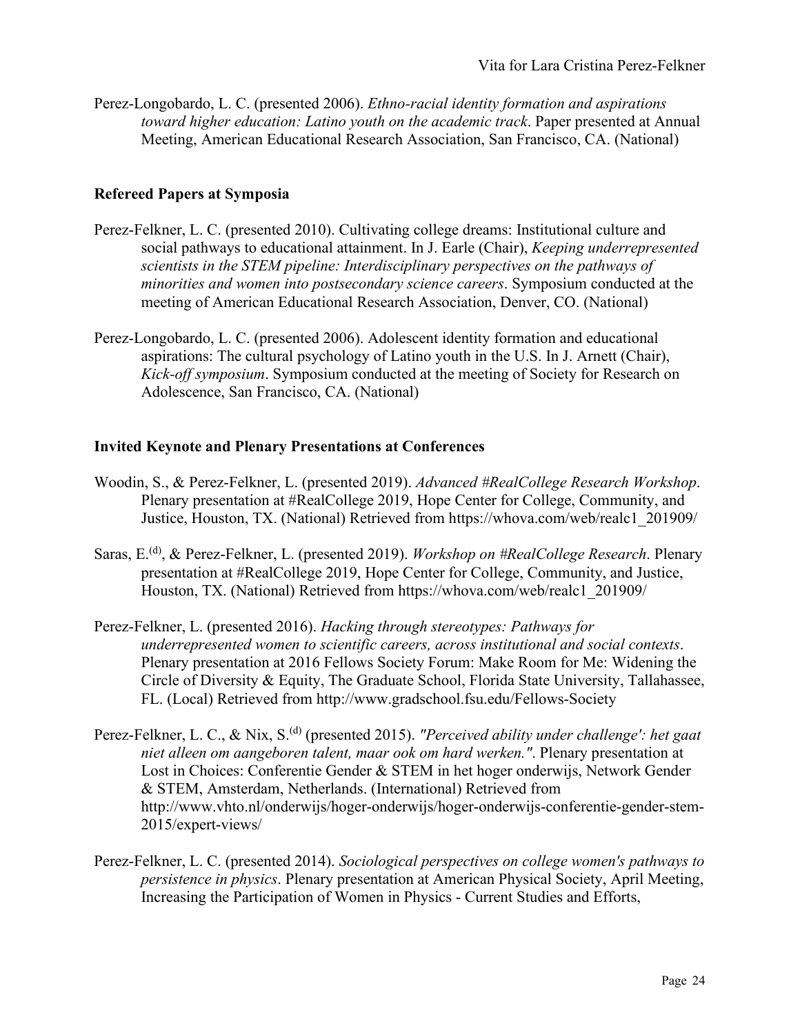Perez-Longobardo, L. C. (presented 2006). *Ethno-racial identity formation and aspirations toward higher education: Latino youth on the academic track*. Paper presented at Annual Meeting, American Educational Research Association, San Francisco, CA. (National)

### Refereed Papers at Symposia

Perez-Felkner, L. C. (presented 2010). Cultivating college dreams: Institutional culture and social pathways to educational attainment. In J. Earle (Chair), *Keeping underrepresented scientists in the STEM pipeline: Interdisciplinary perspectives on the pathways of minorities and women into postsecondary science careers*. Symposium conducted at the meeting of American Educational Research Association, Denver, CO. (National)

Perez-Longobardo, L. C. (presented 2006). Adolescent identity formation and educational aspirations: The cultural psychology of Latino youth in the U.S. In J. Arnett (Chair), *Kick-off symposium*. Symposium conducted at the meeting of Society for Research on Adolescence, San Francisco, CA. (National)

### Invited Keynote and Plenary Presentations at Conferences

Woodin, S., & Perez-Felkner, L. (presented 2019). *Advanced #RealCollege Research Workshop*. Plenary presentation at #RealCollege 2019, Hope Center for College, Community, and Justice, Houston, TX. (National) Retrieved from https://whova.com/web/realc1_201909/

Saras, E.[(d)], & Perez-Felkner, L. (presented 2019). *Workshop on #RealCollege Research*. Plenary presentation at #RealCollege 2019, Hope Center for College, Community, and Justice, Houston, TX. (National) Retrieved from https://whova.com/web/realc1_201909/

Perez-Felkner, L. (presented 2016). *Hacking through stereotypes: Pathways for underrepresented women to scientific careers, across institutional and social contexts*. Plenary presentation at 2016 Fellows Society Forum: Make Room for Me: Widening the Circle of Diversity & Equity, The Graduate School, Florida State University, Tallahassee, FL. (Local) Retrieved from http://www.gradschool.fsu.edu/Fellows-Society

Perez-Felkner, L. C., & Nix, S.[(d)] (presented 2015). *"Perceived ability under challenge': het gaat niet alleen om aangeboren talent, maar ook om hard werken."*. Plenary presentation at Lost in Choices: Conferentie Gender & STEM in het hoger onderwijs, Network Gender & STEM, Amsterdam, Netherlands. (International) Retrieved from http://www.vhto.nl/onderwijs/hoger-onderwijs/hoger-onderwijs-conferentie-gender-stem-2015/expert-views/

Perez-Felkner, L. C. (presented 2014). *Sociological perspectives on college women's pathways to persistence in physics*. Plenary presentation at American Physical Society, April Meeting, Increasing the Participation of Women in Physics - Current Studies and Efforts,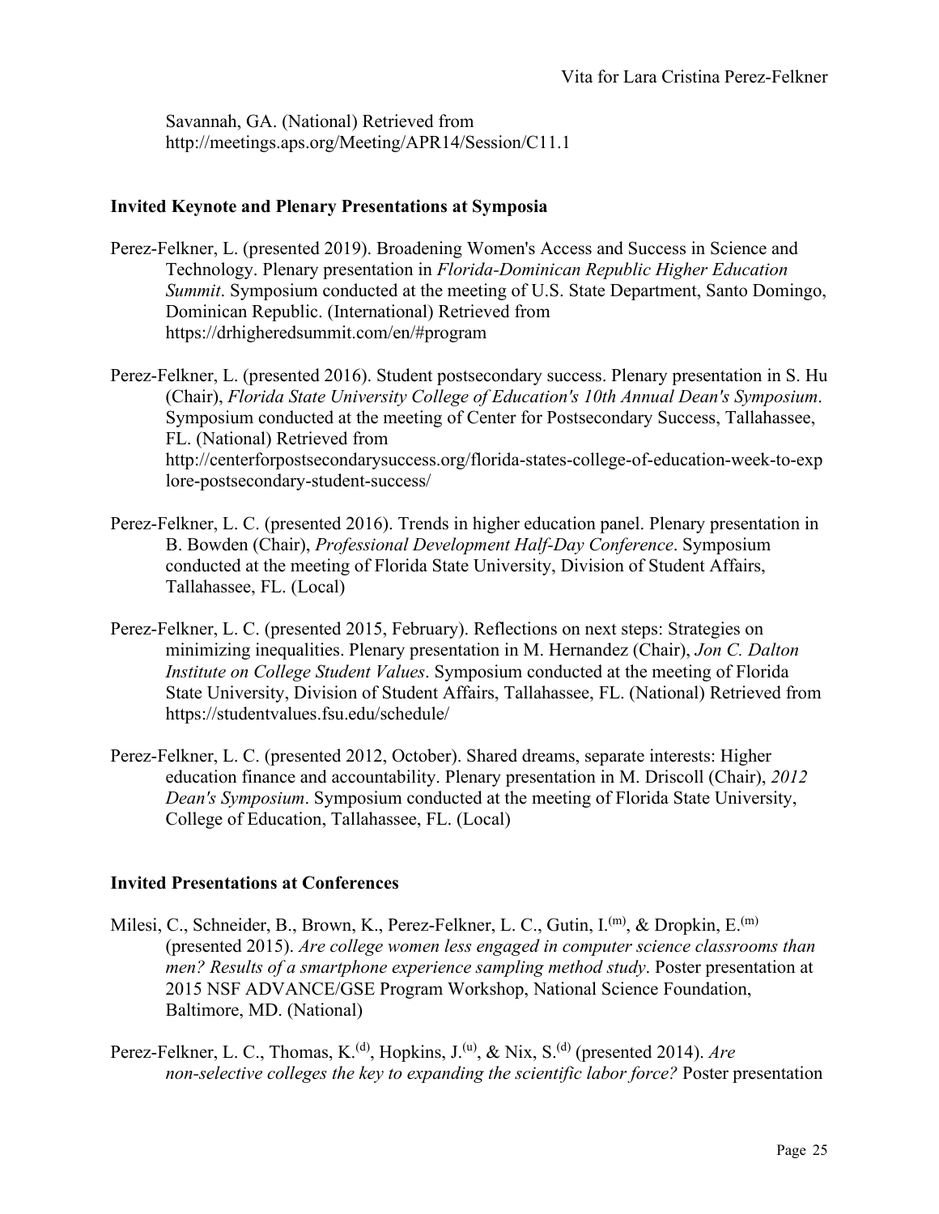Savannah, GA. (National) Retrieved from http://meetings.aps.org/Meeting/APR14/Session/C11.1

### Invited Keynote and Plenary Presentations at Symposia

Perez-Felkner, L. (presented 2019). Broadening Women's Access and Success in Science and Technology. Plenary presentation in *Florida-Dominican Republic Higher Education Summit*. Symposium conducted at the meeting of U.S. State Department, Santo Domingo, Dominican Republic. (International) Retrieved from https://drhigheredsummit.com/en/#program

Perez-Felkner, L. (presented 2016). Student postsecondary success. Plenary presentation in S. Hu (Chair), *Florida State University College of Education's 10th Annual Dean's Symposium*. Symposium conducted at the meeting of Center for Postsecondary Success, Tallahassee, FL. (National) Retrieved from http://centerforpostsecondarysuccess.org/florida-states-college-of-education-week-to-explore-postsecondary-student-success/

Perez-Felkner, L. C. (presented 2016). Trends in higher education panel. Plenary presentation in B. Bowden (Chair), *Professional Development Half-Day Conference*. Symposium conducted at the meeting of Florida State University, Division of Student Affairs, Tallahassee, FL. (Local)

Perez-Felkner, L. C. (presented 2015, February). Reflections on next steps: Strategies on minimizing inequalities. Plenary presentation in M. Hernandez (Chair), *Jon C. Dalton Institute on College Student Values*. Symposium conducted at the meeting of Florida State University, Division of Student Affairs, Tallahassee, FL. (National) Retrieved from https://studentvalues.fsu.edu/schedule/

Perez-Felkner, L. C. (presented 2012, October). Shared dreams, separate interests: Higher education finance and accountability. Plenary presentation in M. Driscoll (Chair), *2012 Dean's Symposium*. Symposium conducted at the meeting of Florida State University, College of Education, Tallahassee, FL. (Local)

### Invited Presentations at Conferences

Milesi, C., Schneider, B., Brown, K., Perez-Felkner, L. C., Gutin, I.(m), & Dropkin, E.(m) (presented 2015). *Are college women less engaged in computer science classrooms than men? Results of a smartphone experience sampling method study*. Poster presentation at 2015 NSF ADVANCE/GSE Program Workshop, National Science Foundation, Baltimore, MD. (National)

Perez-Felkner, L. C., Thomas, K.(d), Hopkins, J.(u), & Nix, S.(d) (presented 2014). *Are non-selective colleges the key to expanding the scientific labor force?* Poster presentation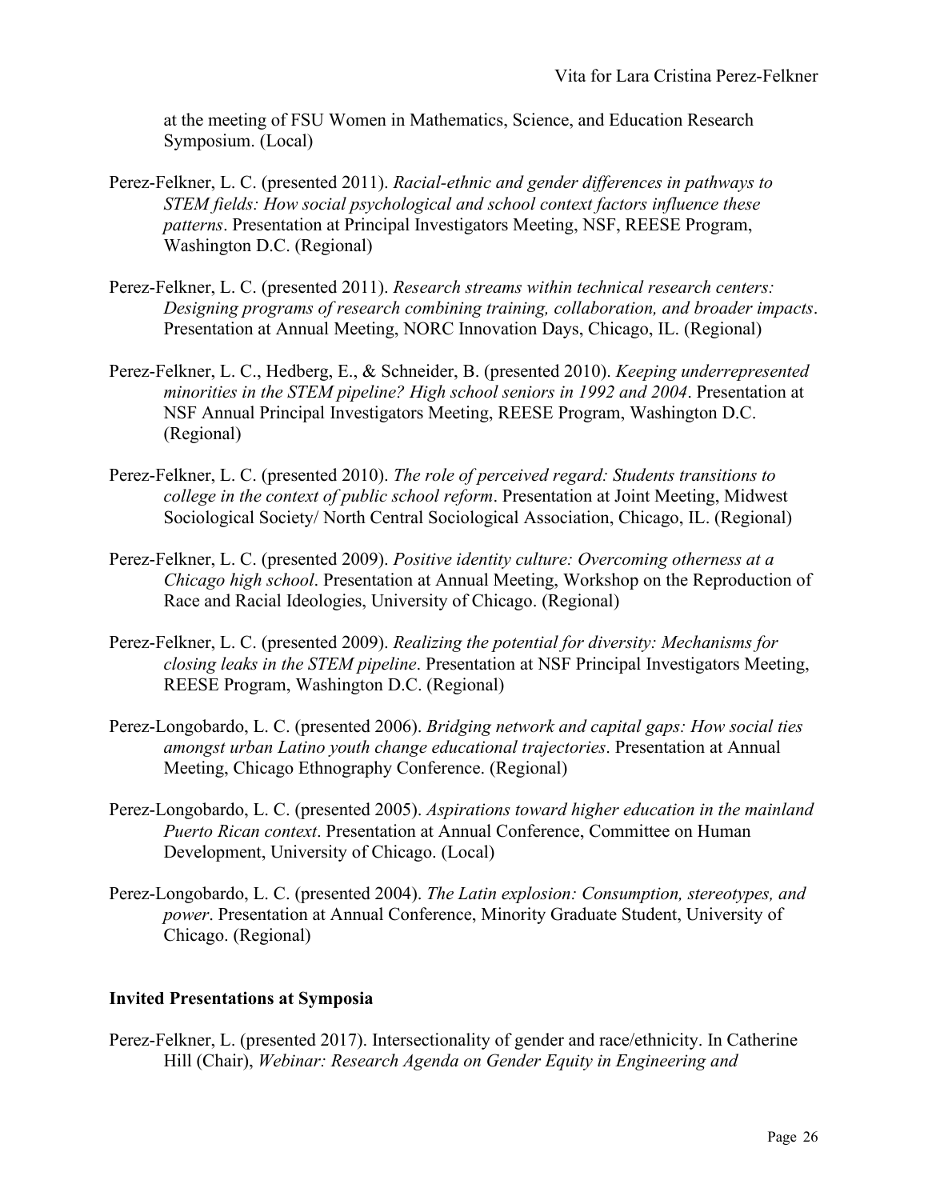at the meeting of FSU Women in Mathematics, Science, and Education Research Symposium. (Local)

Perez-Felkner, L. C. (presented 2011). *Racial-ethnic and gender differences in pathways to STEM fields: How social psychological and school context factors influence these patterns*. Presentation at Principal Investigators Meeting, NSF, REESE Program, Washington D.C. (Regional)

Perez-Felkner, L. C. (presented 2011). *Research streams within technical research centers: Designing programs of research combining training, collaboration, and broader impacts*. Presentation at Annual Meeting, NORC Innovation Days, Chicago, IL. (Regional)

Perez-Felkner, L. C., Hedberg, E., & Schneider, B. (presented 2010). *Keeping underrepresented minorities in the STEM pipeline? High school seniors in 1992 and 2004*. Presentation at NSF Annual Principal Investigators Meeting, REESE Program, Washington D.C. (Regional)

Perez-Felkner, L. C. (presented 2010). *The role of perceived regard: Students transitions to college in the context of public school reform*. Presentation at Joint Meeting, Midwest Sociological Society/ North Central Sociological Association, Chicago, IL. (Regional)

Perez-Felkner, L. C. (presented 2009). *Positive identity culture: Overcoming otherness at a Chicago high school*. Presentation at Annual Meeting, Workshop on the Reproduction of Race and Racial Ideologies, University of Chicago. (Regional)

Perez-Felkner, L. C. (presented 2009). *Realizing the potential for diversity: Mechanisms for closing leaks in the STEM pipeline*. Presentation at NSF Principal Investigators Meeting, REESE Program, Washington D.C. (Regional)

Perez-Longobardo, L. C. (presented 2006). *Bridging network and capital gaps: How social ties amongst urban Latino youth change educational trajectories*. Presentation at Annual Meeting, Chicago Ethnography Conference. (Regional)

Perez-Longobardo, L. C. (presented 2005). *Aspirations toward higher education in the mainland Puerto Rican context*. Presentation at Annual Conference, Committee on Human Development, University of Chicago. (Local)

Perez-Longobardo, L. C. (presented 2004). *The Latin explosion: Consumption, stereotypes, and power*. Presentation at Annual Conference, Minority Graduate Student, University of Chicago. (Regional)

## Invited Presentations at Symposia

Perez-Felkner, L. (presented 2017). Intersectionality of gender and race/ethnicity. In Catherine Hill (Chair), *Webinar: Research Agenda on Gender Equity in Engineering and*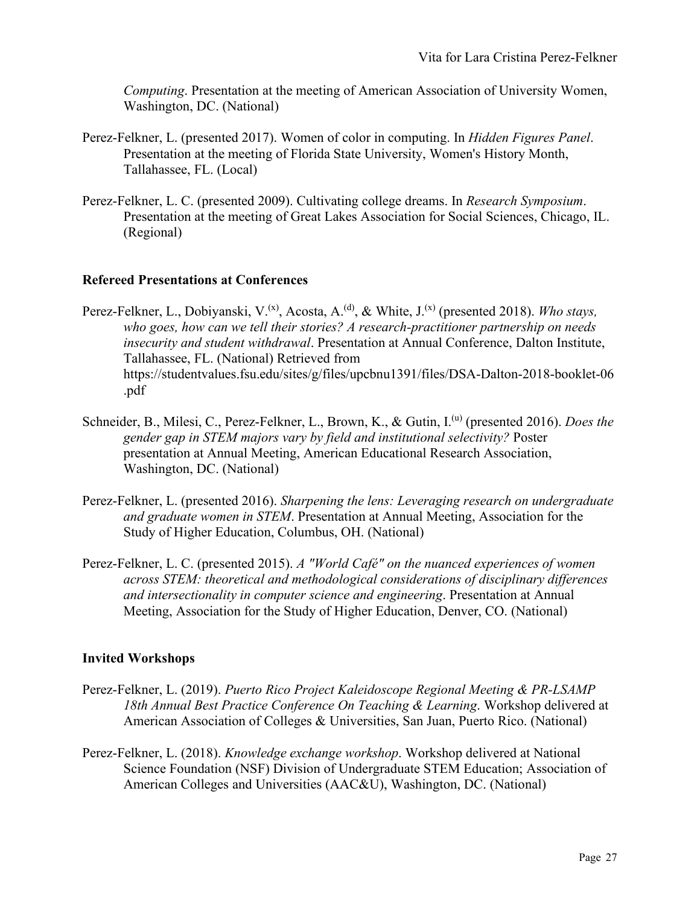*Computing*. Presentation at the meeting of American Association of University Women, Washington, DC. (National)

Perez-Felkner, L. (presented 2017). Women of color in computing. In *Hidden Figures Panel*. Presentation at the meeting of Florida State University, Women's History Month, Tallahassee, FL. (Local)

Perez-Felkner, L. C. (presented 2009). Cultivating college dreams. In *Research Symposium*. Presentation at the meeting of Great Lakes Association for Social Sciences, Chicago, IL. (Regional)

### Refereed Presentations at Conferences

Perez-Felkner, L., Dobiyanski, V.[(x)], Acosta, A.[(d)], & White, J.[(x)] (presented 2018). *Who stays, who goes, how can we tell their stories? A research-practitioner partnership on needs insecurity and student withdrawal*. Presentation at Annual Conference, Dalton Institute, Tallahassee, FL. (National) Retrieved from https://studentvalues.fsu.edu/sites/g/files/upcbnu1391/files/DSA-Dalton-2018-booklet-06.pdf

Schneider, B., Milesi, C., Perez-Felkner, L., Brown, K., & Gutin, I.[(u)] (presented 2016). *Does the gender gap in STEM majors vary by field and institutional selectivity?* Poster presentation at Annual Meeting, American Educational Research Association, Washington, DC. (National)

Perez-Felkner, L. (presented 2016). *Sharpening the lens: Leveraging research on undergraduate and graduate women in STEM*. Presentation at Annual Meeting, Association for the Study of Higher Education, Columbus, OH. (National)

Perez-Felkner, L. C. (presented 2015). *A "World Café" on the nuanced experiences of women across STEM: theoretical and methodological considerations of disciplinary differences and intersectionality in computer science and engineering*. Presentation at Annual Meeting, Association for the Study of Higher Education, Denver, CO. (National)

### Invited Workshops

Perez-Felkner, L. (2019). *Puerto Rico Project Kaleidoscope Regional Meeting & PR-LSAMP 18th Annual Best Practice Conference On Teaching & Learning*. Workshop delivered at American Association of Colleges & Universities, San Juan, Puerto Rico. (National)

Perez-Felkner, L. (2018). *Knowledge exchange workshop*. Workshop delivered at National Science Foundation (NSF) Division of Undergraduate STEM Education; Association of American Colleges and Universities (AAC&U), Washington, DC. (National)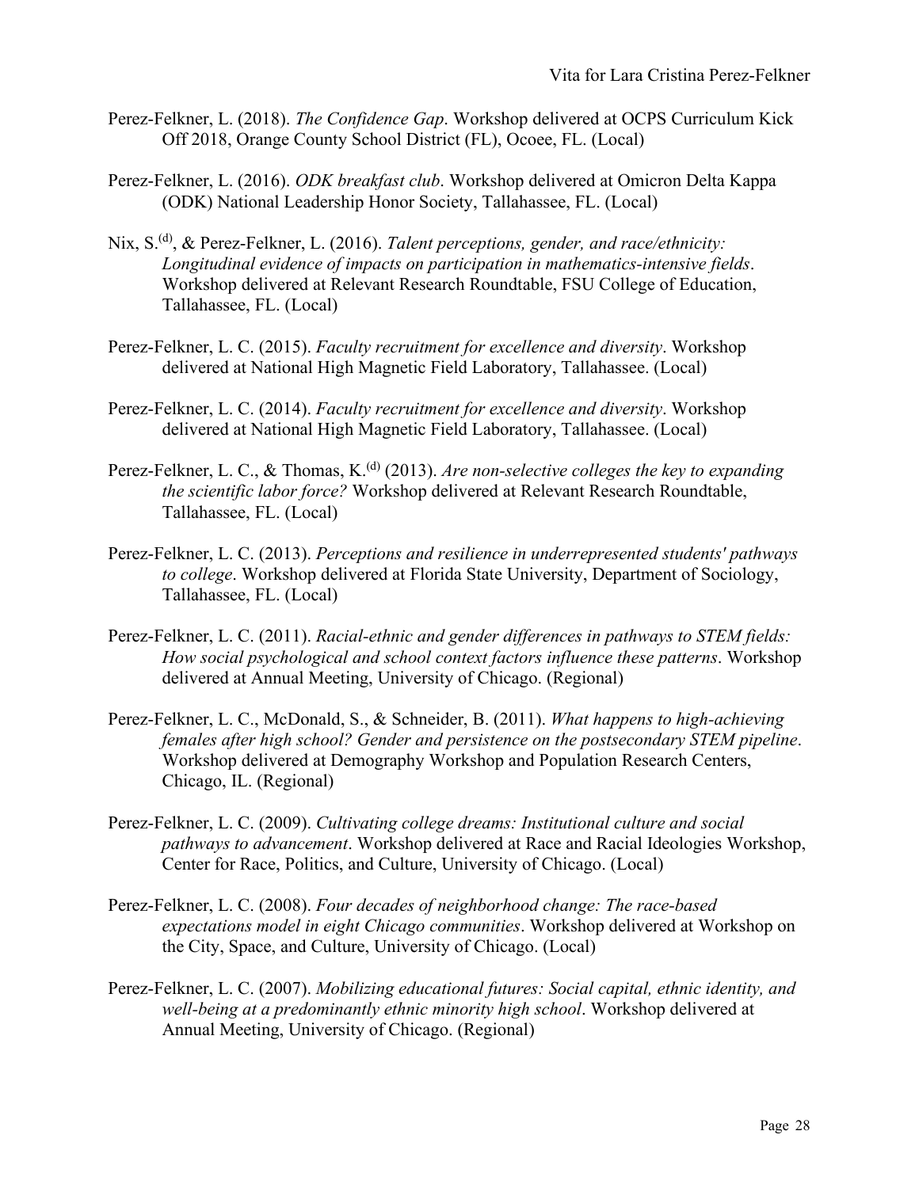Perez-Felkner, L. (2018). *The Confidence Gap*. Workshop delivered at OCPS Curriculum Kick Off 2018, Orange County School District (FL), Ocoee, FL. (Local)

Perez-Felkner, L. (2016). *ODK breakfast club*. Workshop delivered at Omicron Delta Kappa (ODK) National Leadership Honor Society, Tallahassee, FL. (Local)

Nix, S.[(d)], & Perez-Felkner, L. (2016). *Talent perceptions, gender, and race/ethnicity: Longitudinal evidence of impacts on participation in mathematics-intensive fields*. Workshop delivered at Relevant Research Roundtable, FSU College of Education, Tallahassee, FL. (Local)

Perez-Felkner, L. C. (2015). *Faculty recruitment for excellence and diversity*. Workshop delivered at National High Magnetic Field Laboratory, Tallahassee. (Local)

Perez-Felkner, L. C. (2014). *Faculty recruitment for excellence and diversity*. Workshop delivered at National High Magnetic Field Laboratory, Tallahassee. (Local)

Perez-Felkner, L. C., & Thomas, K.[(d)] (2013). *Are non-selective colleges the key to expanding the scientific labor force?* Workshop delivered at Relevant Research Roundtable, Tallahassee, FL. (Local)

Perez-Felkner, L. C. (2013). *Perceptions and resilience in underrepresented students' pathways to college*. Workshop delivered at Florida State University, Department of Sociology, Tallahassee, FL. (Local)

Perez-Felkner, L. C. (2011). *Racial-ethnic and gender differences in pathways to STEM fields: How social psychological and school context factors influence these patterns*. Workshop delivered at Annual Meeting, University of Chicago. (Regional)

Perez-Felkner, L. C., McDonald, S., & Schneider, B. (2011). *What happens to high-achieving females after high school? Gender and persistence on the postsecondary STEM pipeline*. Workshop delivered at Demography Workshop and Population Research Centers, Chicago, IL. (Regional)

Perez-Felkner, L. C. (2009). *Cultivating college dreams: Institutional culture and social pathways to advancement*. Workshop delivered at Race and Racial Ideologies Workshop, Center for Race, Politics, and Culture, University of Chicago. (Local)

Perez-Felkner, L. C. (2008). *Four decades of neighborhood change: The race-based expectations model in eight Chicago communities*. Workshop delivered at Workshop on the City, Space, and Culture, University of Chicago. (Local)

Perez-Felkner, L. C. (2007). *Mobilizing educational futures: Social capital, ethnic identity, and well-being at a predominantly ethnic minority high school*. Workshop delivered at Annual Meeting, University of Chicago. (Regional)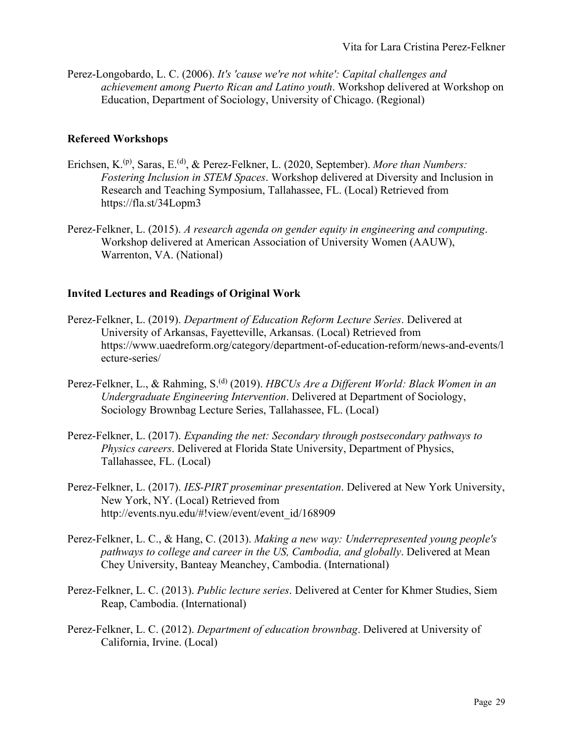Perez-Longobardo, L. C. (2006). *It's 'cause we're not white': Capital challenges and achievement among Puerto Rican and Latino youth*. Workshop delivered at Workshop on Education, Department of Sociology, University of Chicago. (Regional)

## Refereed Workshops

Erichsen, K.[(p)], Saras, E.[(d)], & Perez-Felkner, L. (2020, September). *More than Numbers: Fostering Inclusion in STEM Spaces*. Workshop delivered at Diversity and Inclusion in Research and Teaching Symposium, Tallahassee, FL. (Local) Retrieved from https://fla.st/34Lopm3

Perez-Felkner, L. (2015). *A research agenda on gender equity in engineering and computing*. Workshop delivered at American Association of University Women (AAUW), Warrenton, VA. (National)

## Invited Lectures and Readings of Original Work

Perez-Felkner, L. (2019). *Department of Education Reform Lecture Series*. Delivered at University of Arkansas, Fayetteville, Arkansas. (Local) Retrieved from https://www.uaedreform.org/category/department-of-education-reform/news-and-events/lecture-series/

Perez-Felkner, L., & Rahming, S.[(d)] (2019). *HBCUs Are a Different World: Black Women in an Undergraduate Engineering Intervention*. Delivered at Department of Sociology, Sociology Brownbag Lecture Series, Tallahassee, FL. (Local)

Perez-Felkner, L. (2017). *Expanding the net: Secondary through postsecondary pathways to Physics careers*. Delivered at Florida State University, Department of Physics, Tallahassee, FL. (Local)

Perez-Felkner, L. (2017). *IES-PIRT proseminar presentation*. Delivered at New York University, New York, NY. (Local) Retrieved from http://events.nyu.edu/#!view/event/event_id/168909

Perez-Felkner, L. C., & Hang, C. (2013). *Making a new way: Underrepresented young people's pathways to college and career in the US, Cambodia, and globally*. Delivered at Mean Chey University, Banteay Meanchey, Cambodia. (International)

Perez-Felkner, L. C. (2013). *Public lecture series*. Delivered at Center for Khmer Studies, Siem Reap, Cambodia. (International)

Perez-Felkner, L. C. (2012). *Department of education brownbag*. Delivered at University of California, Irvine. (Local)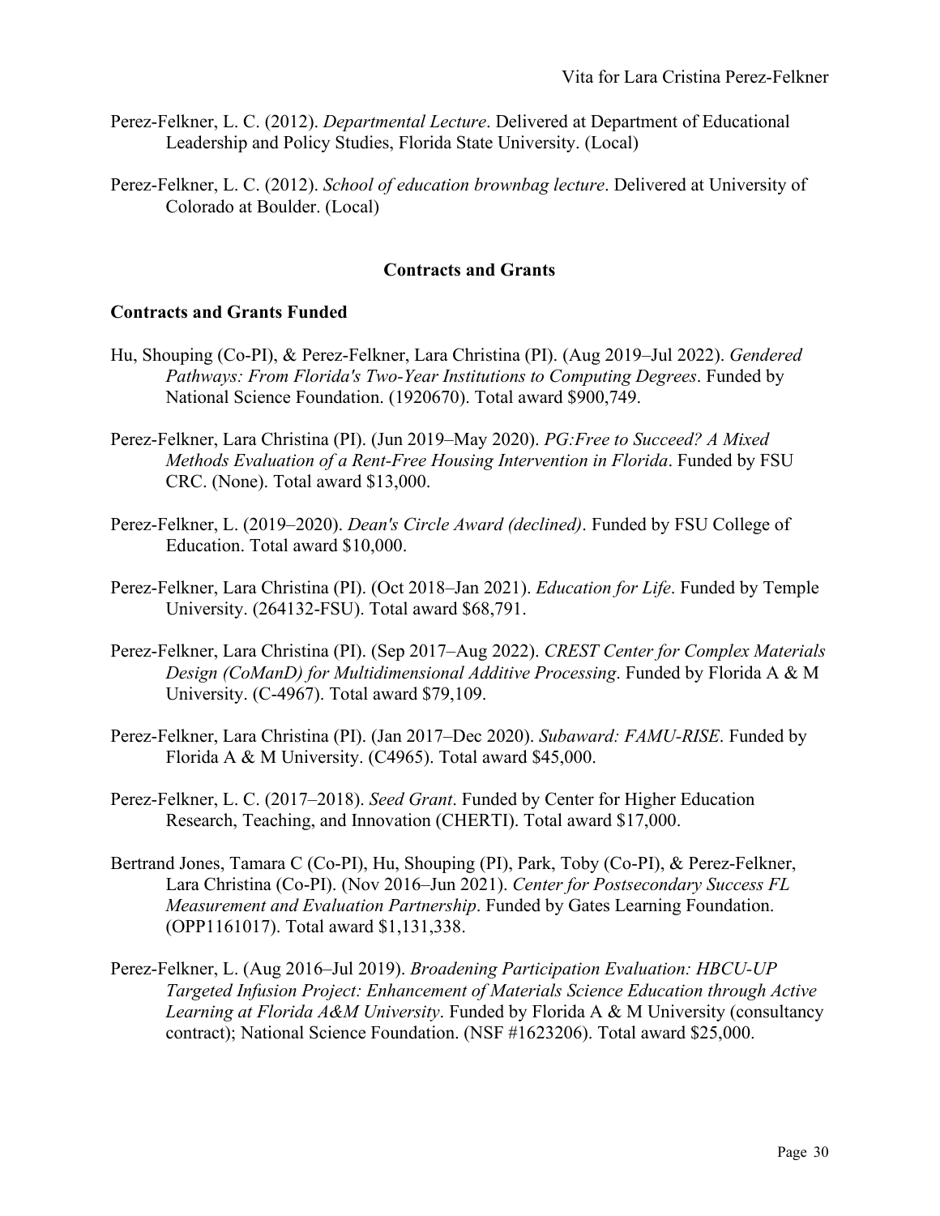Perez-Felkner, L. C. (2012). *Departmental Lecture*. Delivered at Department of Educational Leadership and Policy Studies, Florida State University. (Local)

Perez-Felkner, L. C. (2012). *School of education brownbag lecture*. Delivered at University of Colorado at Boulder. (Local)

## Contracts and Grants

### Contracts and Grants Funded

Hu, Shouping (Co-PI), & Perez-Felkner, Lara Christina (PI). (Aug 2019–Jul 2022). *Gendered Pathways: From Florida's Two-Year Institutions to Computing Degrees*. Funded by National Science Foundation. (1920670). Total award $900,749.

Perez-Felkner, Lara Christina (PI). (Jun 2019–May 2020). *PG:Free to Succeed? A Mixed Methods Evaluation of a Rent-Free Housing Intervention in Florida*. Funded by FSU CRC. (None). Total award $13,000.

Perez-Felkner, L. (2019–2020). *Dean's Circle Award (declined)*. Funded by FSU College of Education. Total award $10,000.

Perez-Felkner, Lara Christina (PI). (Oct 2018–Jan 2021). *Education for Life*. Funded by Temple University. (264132-FSU). Total award $68,791.

Perez-Felkner, Lara Christina (PI). (Sep 2017–Aug 2022). *CREST Center for Complex Materials Design (CoManD) for Multidimensional Additive Processing*. Funded by Florida A & M University. (C-4967). Total award $79,109.

Perez-Felkner, Lara Christina (PI). (Jan 2017–Dec 2020). *Subaward: FAMU-RISE*. Funded by Florida A & M University. (C4965). Total award $45,000.

Perez-Felkner, L. C. (2017–2018). *Seed Grant*. Funded by Center for Higher Education Research, Teaching, and Innovation (CHERTI). Total award $17,000.

Bertrand Jones, Tamara C (Co-PI), Hu, Shouping (PI), Park, Toby (Co-PI), & Perez-Felkner, Lara Christina (Co-PI). (Nov 2016–Jun 2021). *Center for Postsecondary Success FL Measurement and Evaluation Partnership*. Funded by Gates Learning Foundation. (OPP1161017). Total award $1,131,338.

Perez-Felkner, L. (Aug 2016–Jul 2019). *Broadening Participation Evaluation: HBCU-UP Targeted Infusion Project: Enhancement of Materials Science Education through Active Learning at Florida A&M University*. Funded by Florida A & M University (consultancy contract); National Science Foundation. (NSF #1623206). Total award $25,000.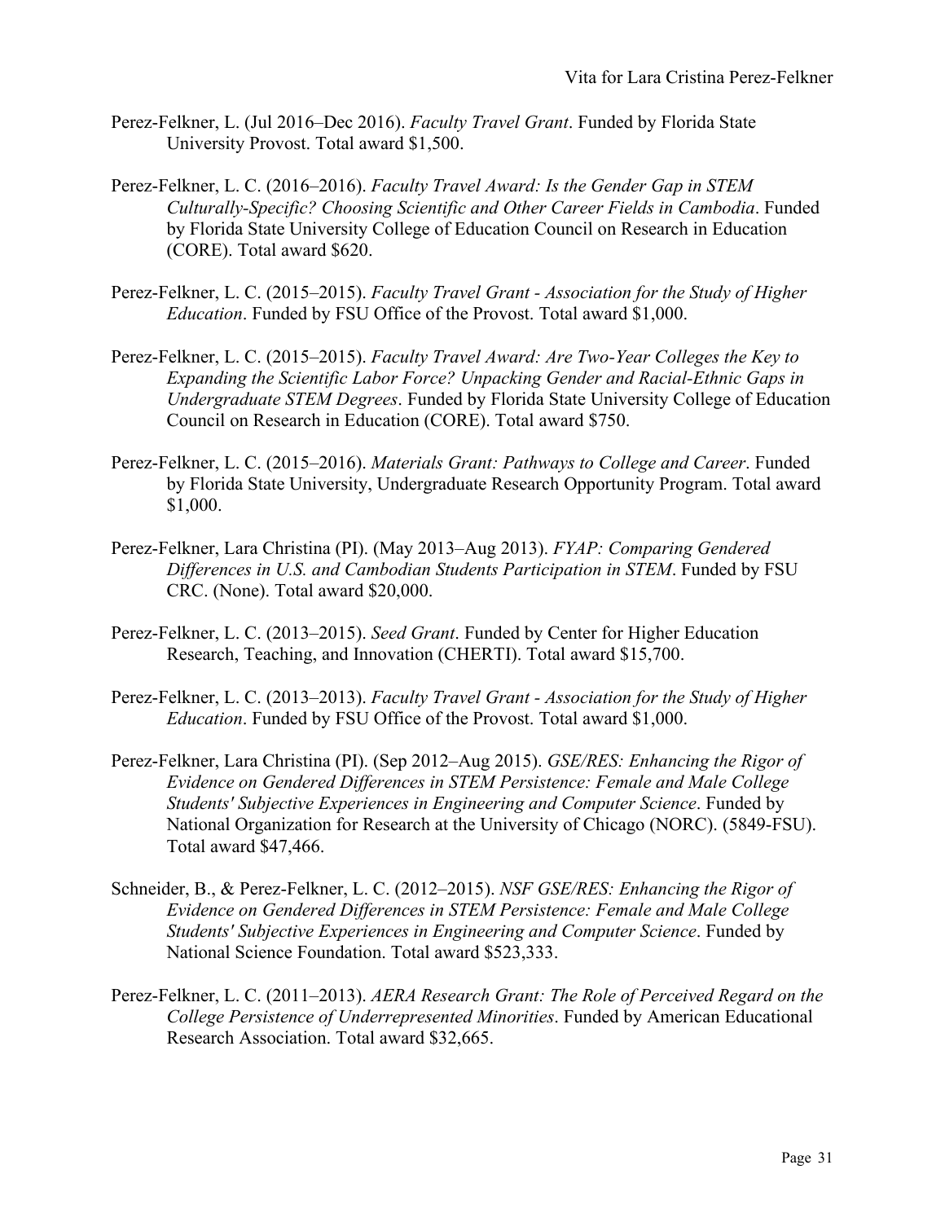Perez-Felkner, L. (Jul 2016–Dec 2016). *Faculty Travel Grant*. Funded by Florida State University Provost. Total award $1,500.

Perez-Felkner, L. C. (2016–2016). *Faculty Travel Award: Is the Gender Gap in STEM Culturally-Specific? Choosing Scientific and Other Career Fields in Cambodia*. Funded by Florida State University College of Education Council on Research in Education (CORE). Total award $620.

Perez-Felkner, L. C. (2015–2015). *Faculty Travel Grant - Association for the Study of Higher Education*. Funded by FSU Office of the Provost. Total award $1,000.

Perez-Felkner, L. C. (2015–2015). *Faculty Travel Award: Are Two-Year Colleges the Key to Expanding the Scientific Labor Force? Unpacking Gender and Racial-Ethnic Gaps in Undergraduate STEM Degrees*. Funded by Florida State University College of Education Council on Research in Education (CORE). Total award $750.

Perez-Felkner, L. C. (2015–2016). *Materials Grant: Pathways to College and Career*. Funded by Florida State University, Undergraduate Research Opportunity Program. Total award $1,000.

Perez-Felkner, Lara Christina (PI). (May 2013–Aug 2013). *FYAP: Comparing Gendered Differences in U.S. and Cambodian Students Participation in STEM*. Funded by FSU CRC. (None). Total award $20,000.

Perez-Felkner, L. C. (2013–2015). *Seed Grant*. Funded by Center for Higher Education Research, Teaching, and Innovation (CHERTI). Total award $15,700.

Perez-Felkner, L. C. (2013–2013). *Faculty Travel Grant - Association for the Study of Higher Education*. Funded by FSU Office of the Provost. Total award $1,000.

Perez-Felkner, Lara Christina (PI). (Sep 2012–Aug 2015). *GSE/RES: Enhancing the Rigor of Evidence on Gendered Differences in STEM Persistence: Female and Male College Students' Subjective Experiences in Engineering and Computer Science*. Funded by National Organization for Research at the University of Chicago (NORC). (5849-FSU). Total award $47,466.

Schneider, B., & Perez-Felkner, L. C. (2012–2015). *NSF GSE/RES: Enhancing the Rigor of Evidence on Gendered Differences in STEM Persistence: Female and Male College Students' Subjective Experiences in Engineering and Computer Science*. Funded by National Science Foundation. Total award $523,333.

Perez-Felkner, L. C. (2011–2013). *AERA Research Grant: The Role of Perceived Regard on the College Persistence of Underrepresented Minorities*. Funded by American Educational Research Association. Total award $32,665.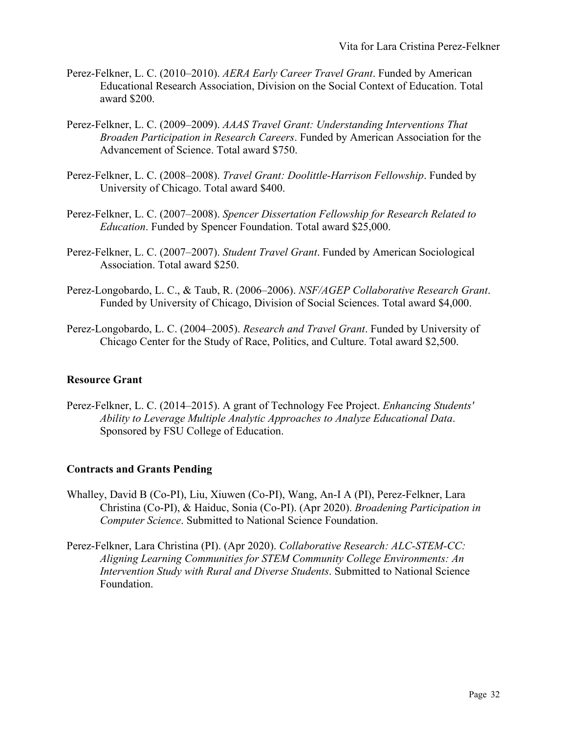Perez-Felkner, L. C. (2010–2010). *AERA Early Career Travel Grant*. Funded by American Educational Research Association, Division on the Social Context of Education. Total award $200.

Perez-Felkner, L. C. (2009–2009). *AAAS Travel Grant: Understanding Interventions That Broaden Participation in Research Careers*. Funded by American Association for the Advancement of Science. Total award $750.

Perez-Felkner, L. C. (2008–2008). *Travel Grant: Doolittle-Harrison Fellowship*. Funded by University of Chicago. Total award $400.

Perez-Felkner, L. C. (2007–2008). *Spencer Dissertation Fellowship for Research Related to Education*. Funded by Spencer Foundation. Total award $25,000.

Perez-Felkner, L. C. (2007–2007). *Student Travel Grant*. Funded by American Sociological Association. Total award $250.

Perez-Longobardo, L. C., & Taub, R. (2006–2006). *NSF/AGEP Collaborative Research Grant*. Funded by University of Chicago, Division of Social Sciences. Total award $4,000.

Perez-Longobardo, L. C. (2004–2005). *Research and Travel Grant*. Funded by University of Chicago Center for the Study of Race, Politics, and Culture. Total award $2,500.

### Resource Grant

Perez-Felkner, L. C. (2014–2015). A grant of Technology Fee Project. *Enhancing Students' Ability to Leverage Multiple Analytic Approaches to Analyze Educational Data*. Sponsored by FSU College of Education.

### Contracts and Grants Pending

Whalley, David B (Co-PI), Liu, Xiuwen (Co-PI), Wang, An-I A (PI), Perez-Felkner, Lara Christina (Co-PI), & Haiduc, Sonia (Co-PI). (Apr 2020). *Broadening Participation in Computer Science*. Submitted to National Science Foundation.

Perez-Felkner, Lara Christina (PI). (Apr 2020). *Collaborative Research: ALC-STEM-CC: Aligning Learning Communities for STEM Community College Environments: An Intervention Study with Rural and Diverse Students*. Submitted to National Science Foundation.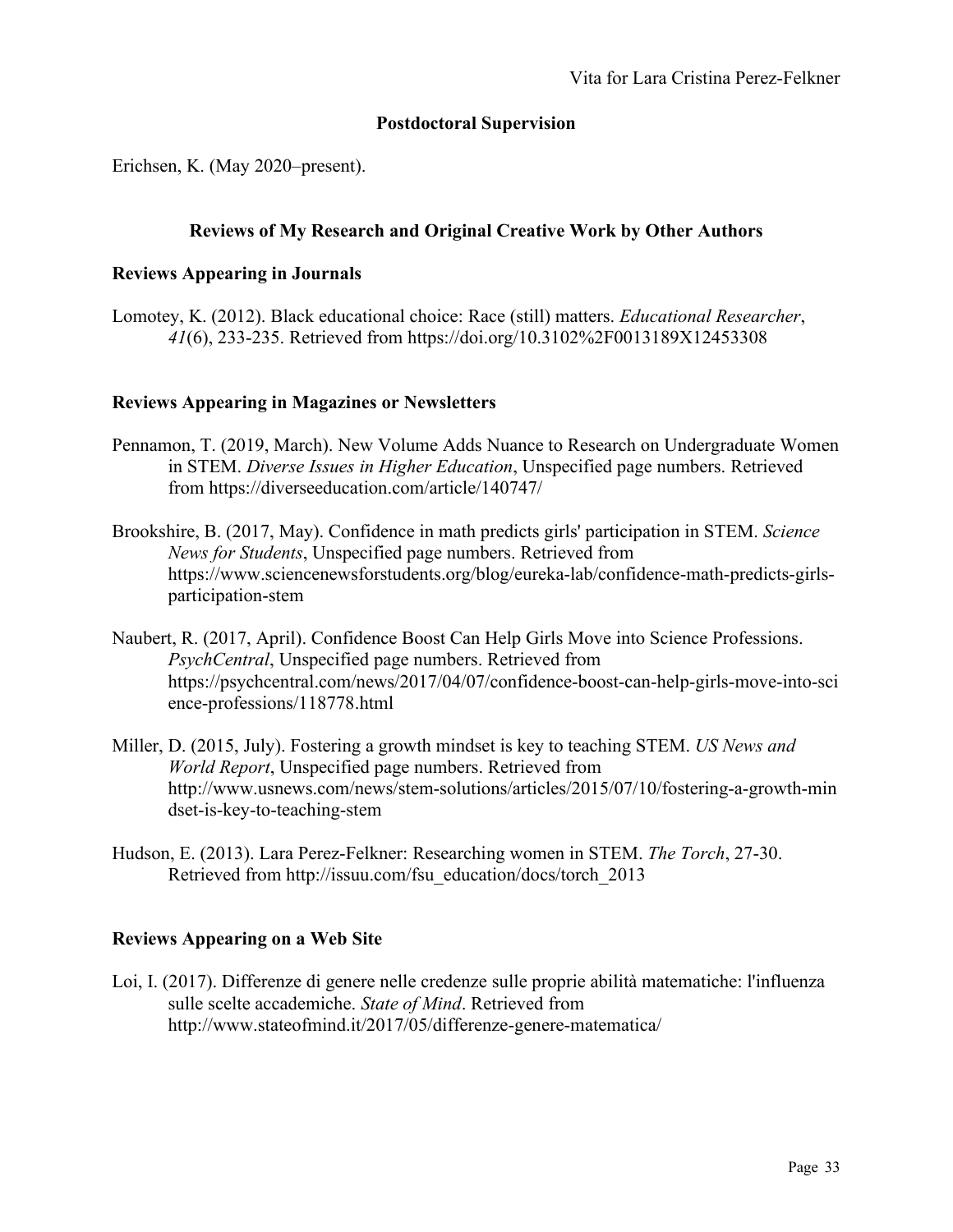## Postdoctoral Supervision

Erichsen, K. (May 2020–present).

## Reviews of My Research and Original Creative Work by Other Authors

### Reviews Appearing in Journals

Lomotey, K. (2012). Black educational choice: Race (still) matters. *Educational Researcher*, *41*(6), 233-235. Retrieved from https://doi.org/10.3102%2F0013189X12453308

### Reviews Appearing in Magazines or Newsletters

Pennamon, T. (2019, March). New Volume Adds Nuance to Research on Undergraduate Women in STEM. *Diverse Issues in Higher Education*, Unspecified page numbers. Retrieved from https://diverseeducation.com/article/140747/

Brookshire, B. (2017, May). Confidence in math predicts girls' participation in STEM. *Science News for Students*, Unspecified page numbers. Retrieved from https://www.sciencenewsforstudents.org/blog/eureka-lab/confidence-math-predicts-girls-participation-stem

Naubert, R. (2017, April). Confidence Boost Can Help Girls Move into Science Professions. *PsychCentral*, Unspecified page numbers. Retrieved from https://psychcentral.com/news/2017/04/07/confidence-boost-can-help-girls-move-into-science-professions/118778.html

Miller, D. (2015, July). Fostering a growth mindset is key to teaching STEM. *US News and World Report*, Unspecified page numbers. Retrieved from http://www.usnews.com/news/stem-solutions/articles/2015/07/10/fostering-a-growth-mindset-is-key-to-teaching-stem

Hudson, E. (2013). Lara Perez-Felkner: Researching women in STEM. *The Torch*, 27-30. Retrieved from http://issuu.com/fsu_education/docs/torch_2013

### Reviews Appearing on a Web Site

Loi, I. (2017). Differenze di genere nelle credenze sulle proprie abilità matematiche: l'influenza sulle scelte accademiche. *State of Mind*. Retrieved from http://www.stateofmind.it/2017/05/differenze-genere-matematica/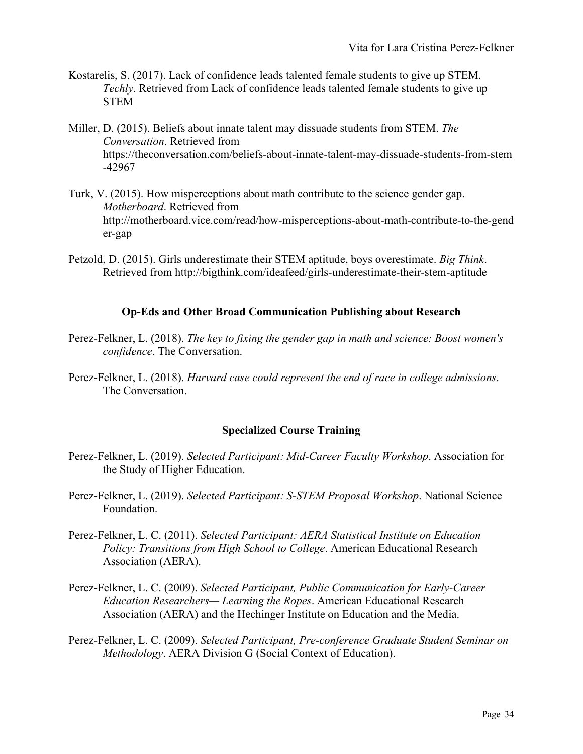Kostarelis, S. (2017). Lack of confidence leads talented female students to give up STEM. *Techly*. Retrieved from Lack of confidence leads talented female students to give up STEM

Miller, D. (2015). Beliefs about innate talent may dissuade students from STEM. *The Conversation*. Retrieved from https://theconversation.com/beliefs-about-innate-talent-may-dissuade-students-from-stem-42967

Turk, V. (2015). How misperceptions about math contribute to the science gender gap. *Motherboard*. Retrieved from http://motherboard.vice.com/read/how-misperceptions-about-math-contribute-to-the-gender-gap

Petzold, D. (2015). Girls underestimate their STEM aptitude, boys overestimate. *Big Think*. Retrieved from http://bigthink.com/ideafeed/girls-underestimate-their-stem-aptitude

**Op-Eds and Other Broad Communication Publishing about Research**

Perez-Felkner, L. (2018). *The key to fixing the gender gap in math and science: Boost women's confidence*. The Conversation.

Perez-Felkner, L. (2018). *Harvard case could represent the end of race in college admissions*. The Conversation.

**Specialized Course Training**

Perez-Felkner, L. (2019). *Selected Participant: Mid-Career Faculty Workshop*. Association for the Study of Higher Education.

Perez-Felkner, L. (2019). *Selected Participant: S-STEM Proposal Workshop*. National Science Foundation.

Perez-Felkner, L. C. (2011). *Selected Participant: AERA Statistical Institute on Education Policy: Transitions from High School to College*. American Educational Research Association (AERA).

Perez-Felkner, L. C. (2009). *Selected Participant, Public Communication for Early-Career Education Researchers— Learning the Ropes*. American Educational Research Association (AERA) and the Hechinger Institute on Education and the Media.

Perez-Felkner, L. C. (2009). *Selected Participant, Pre-conference Graduate Student Seminar on Methodology*. AERA Division G (Social Context of Education).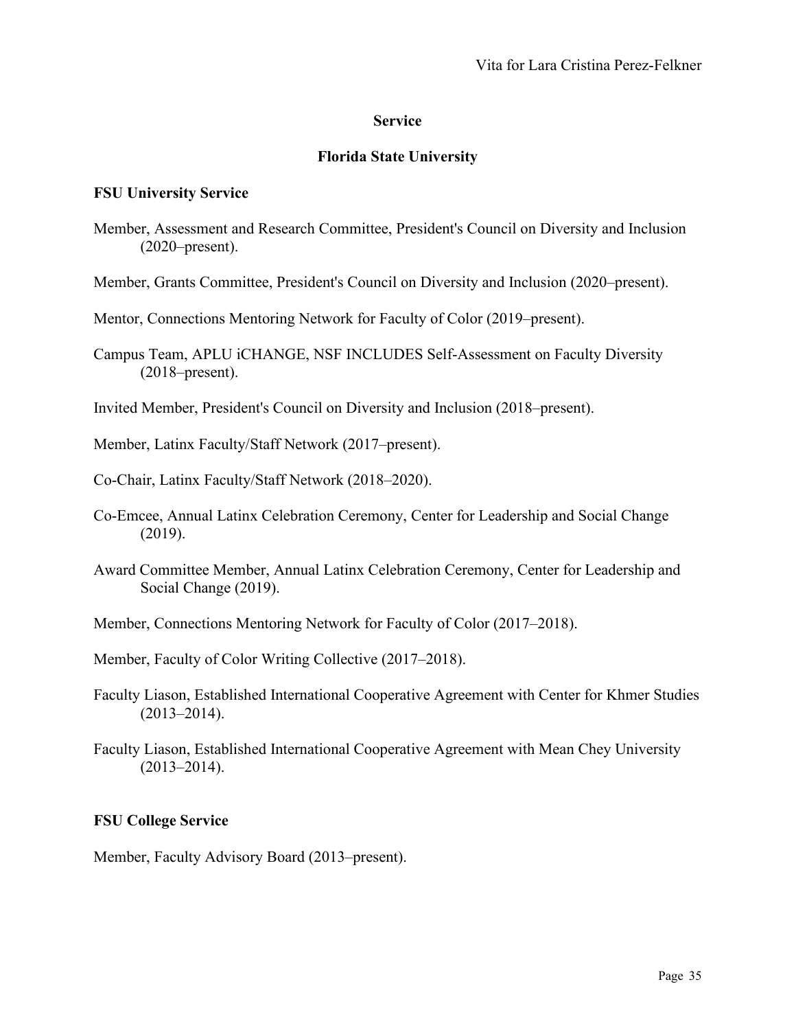## Service

### Florida State University

#### FSU University Service

Member, Assessment and Research Committee, President's Council on Diversity and Inclusion (2020–present).

Member, Grants Committee, President's Council on Diversity and Inclusion (2020–present).

Mentor, Connections Mentoring Network for Faculty of Color (2019–present).

Campus Team, APLU iCHANGE, NSF INCLUDES Self-Assessment on Faculty Diversity (2018–present).

Invited Member, President's Council on Diversity and Inclusion (2018–present).

Member, Latinx Faculty/Staff Network (2017–present).

Co-Chair, Latinx Faculty/Staff Network (2018–2020).

Co-Emcee, Annual Latinx Celebration Ceremony, Center for Leadership and Social Change (2019).

Award Committee Member, Annual Latinx Celebration Ceremony, Center for Leadership and Social Change (2019).

Member, Connections Mentoring Network for Faculty of Color (2017–2018).

Member, Faculty of Color Writing Collective (2017–2018).

Faculty Liason, Established International Cooperative Agreement with Center for Khmer Studies (2013–2014).

Faculty Liason, Established International Cooperative Agreement with Mean Chey University (2013–2014).

#### FSU College Service

Member, Faculty Advisory Board (2013–present).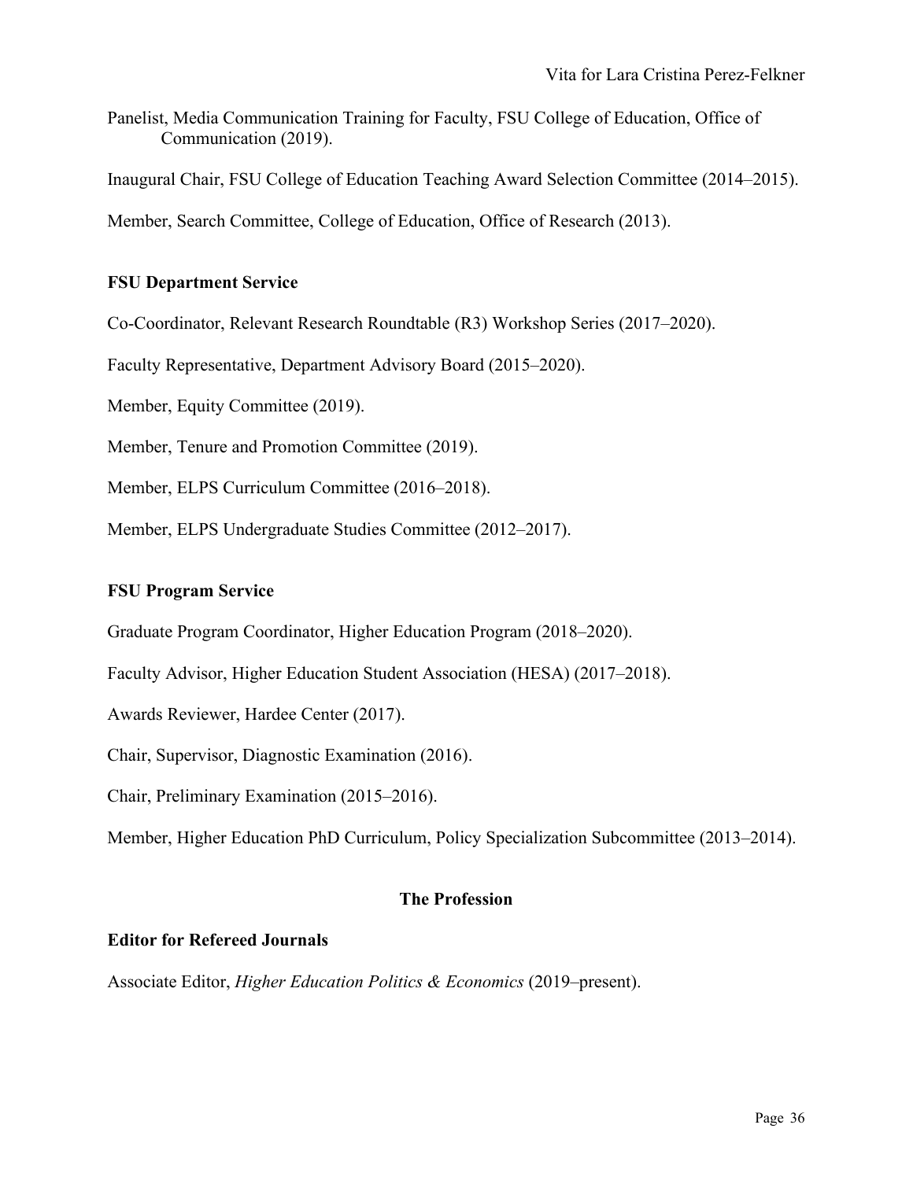Panelist, Media Communication Training for Faculty, FSU College of Education, Office of Communication (2019).

Inaugural Chair, FSU College of Education Teaching Award Selection Committee (2014–2015).

Member, Search Committee, College of Education, Office of Research (2013).

### FSU Department Service

Co-Coordinator, Relevant Research Roundtable (R3) Workshop Series (2017–2020).

Faculty Representative, Department Advisory Board (2015–2020).

Member, Equity Committee (2019).

Member, Tenure and Promotion Committee (2019).

Member, ELPS Curriculum Committee (2016–2018).

Member, ELPS Undergraduate Studies Committee (2012–2017).

### FSU Program Service

Graduate Program Coordinator, Higher Education Program (2018–2020).

Faculty Advisor, Higher Education Student Association (HESA) (2017–2018).

Awards Reviewer, Hardee Center (2017).

Chair, Supervisor, Diagnostic Examination (2016).

Chair, Preliminary Examination (2015–2016).

Member, Higher Education PhD Curriculum, Policy Specialization Subcommittee (2013–2014).

## The Profession

### Editor for Refereed Journals

Associate Editor, *Higher Education Politics & Economics* (2019–present).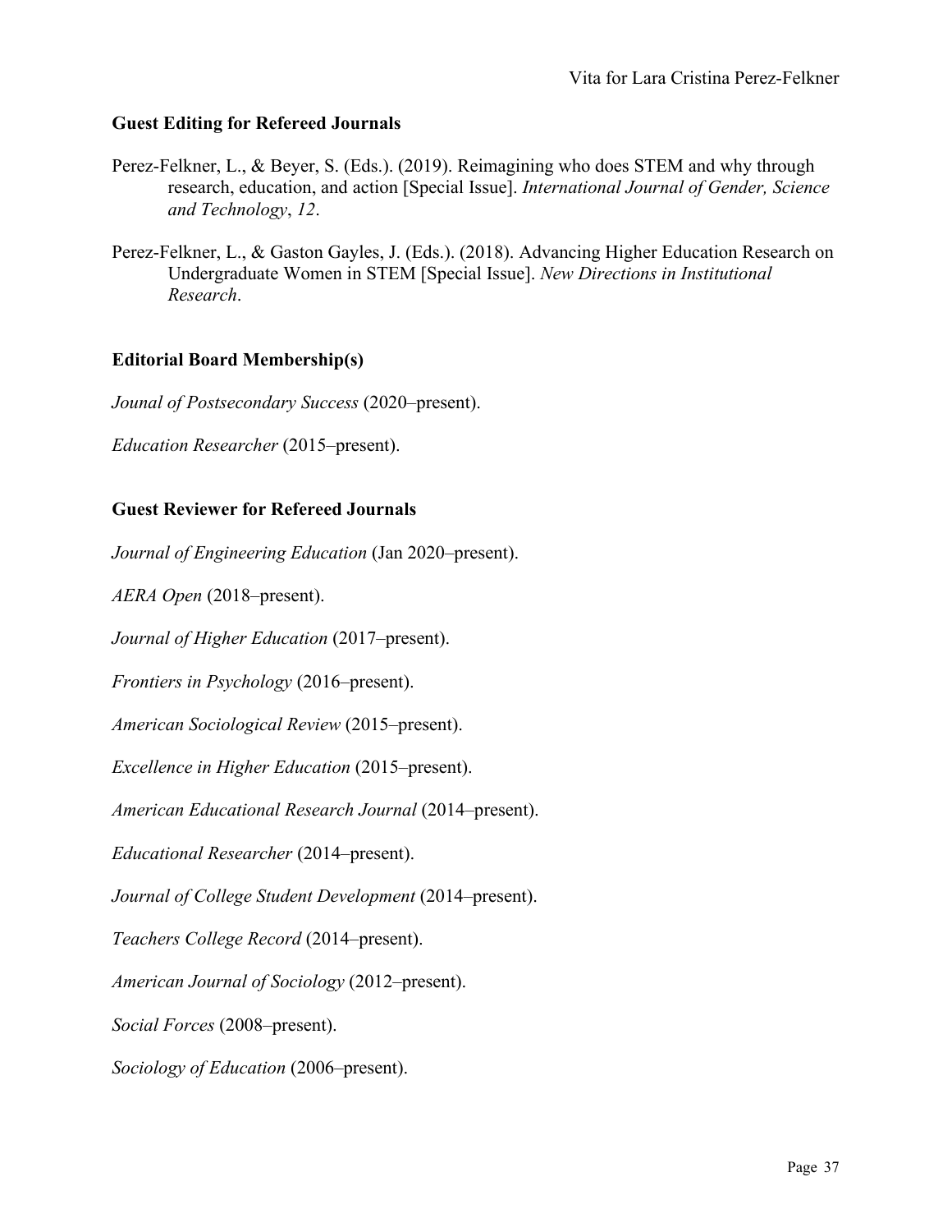**Guest Editing for Refereed Journals**

Perez-Felkner, L., & Beyer, S. (Eds.). (2019). Reimagining who does STEM and why through research, education, and action [Special Issue]. *International Journal of Gender, Science and Technology*, *12*.

Perez-Felkner, L., & Gaston Gayles, J. (Eds.). (2018). Advancing Higher Education Research on Undergraduate Women in STEM [Special Issue]. *New Directions in Institutional Research*.

**Editorial Board Membership(s)**

*Jounal of Postsecondary Success* (2020–present).

*Education Researcher* (2015–present).

**Guest Reviewer for Refereed Journals**

*Journal of Engineering Education* (Jan 2020–present).

*AERA Open* (2018–present).

*Journal of Higher Education* (2017–present).

*Frontiers in Psychology* (2016–present).

*American Sociological Review* (2015–present).

*Excellence in Higher Education* (2015–present).

*American Educational Research Journal* (2014–present).

*Educational Researcher* (2014–present).

*Journal of College Student Development* (2014–present).

*Teachers College Record* (2014–present).

*American Journal of Sociology* (2012–present).

*Social Forces* (2008–present).

*Sociology of Education* (2006–present).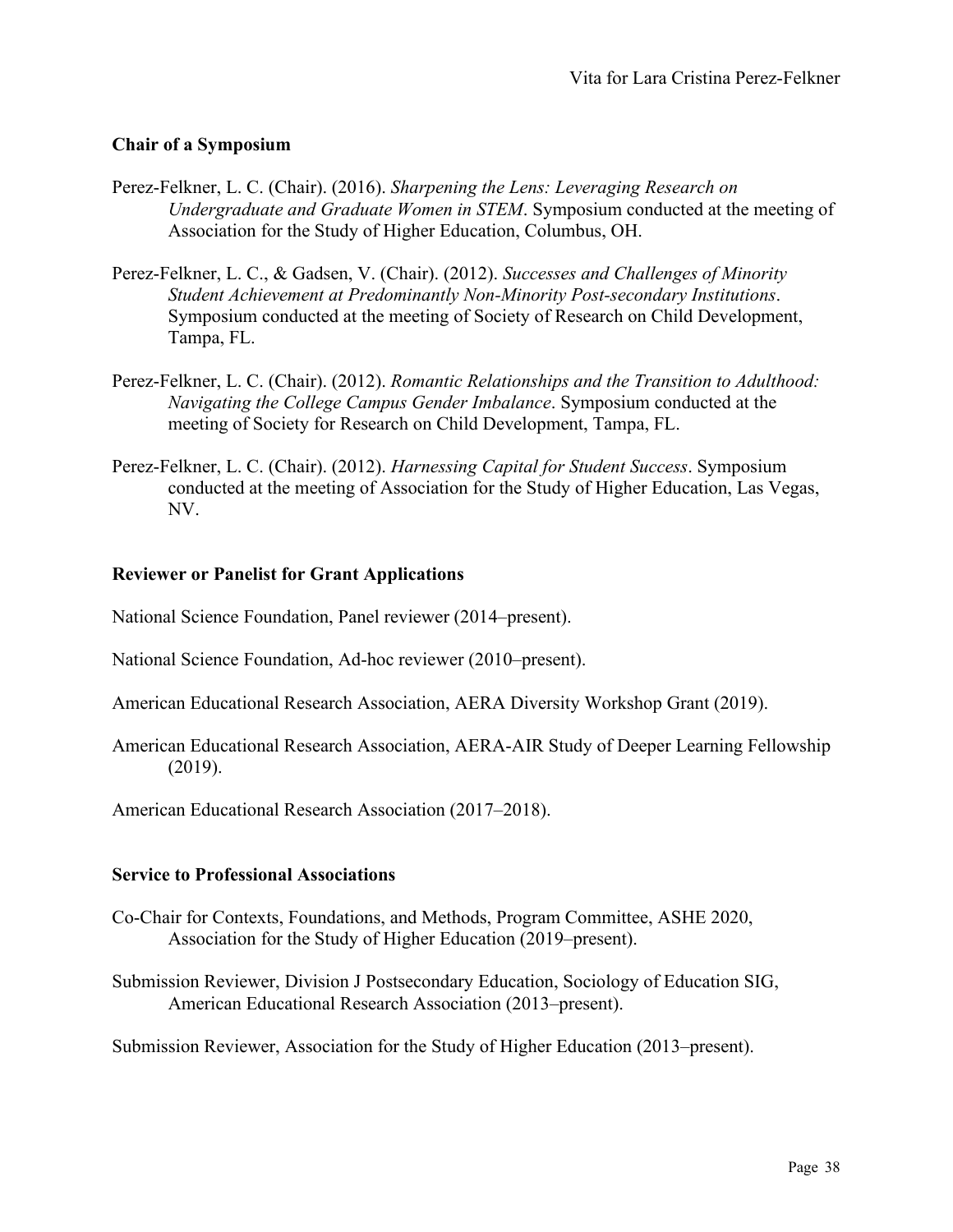### Chair of a Symposium

Perez-Felkner, L. C. (Chair). (2016). *Sharpening the Lens: Leveraging Research on Undergraduate and Graduate Women in STEM*. Symposium conducted at the meeting of Association for the Study of Higher Education, Columbus, OH.

Perez-Felkner, L. C., & Gadsen, V. (Chair). (2012). *Successes and Challenges of Minority Student Achievement at Predominantly Non-Minority Post-secondary Institutions*. Symposium conducted at the meeting of Society of Research on Child Development, Tampa, FL.

Perez-Felkner, L. C. (Chair). (2012). *Romantic Relationships and the Transition to Adulthood: Navigating the College Campus Gender Imbalance*. Symposium conducted at the meeting of Society for Research on Child Development, Tampa, FL.

Perez-Felkner, L. C. (Chair). (2012). *Harnessing Capital for Student Success*. Symposium conducted at the meeting of Association for the Study of Higher Education, Las Vegas, NV.

### Reviewer or Panelist for Grant Applications

National Science Foundation, Panel reviewer (2014–present).

National Science Foundation, Ad-hoc reviewer (2010–present).

American Educational Research Association, AERA Diversity Workshop Grant (2019).

American Educational Research Association, AERA-AIR Study of Deeper Learning Fellowship (2019).

American Educational Research Association (2017–2018).

### Service to Professional Associations

Co-Chair for Contexts, Foundations, and Methods, Program Committee, ASHE 2020, Association for the Study of Higher Education (2019–present).

Submission Reviewer, Division J Postsecondary Education, Sociology of Education SIG, American Educational Research Association (2013–present).

Submission Reviewer, Association for the Study of Higher Education (2013–present).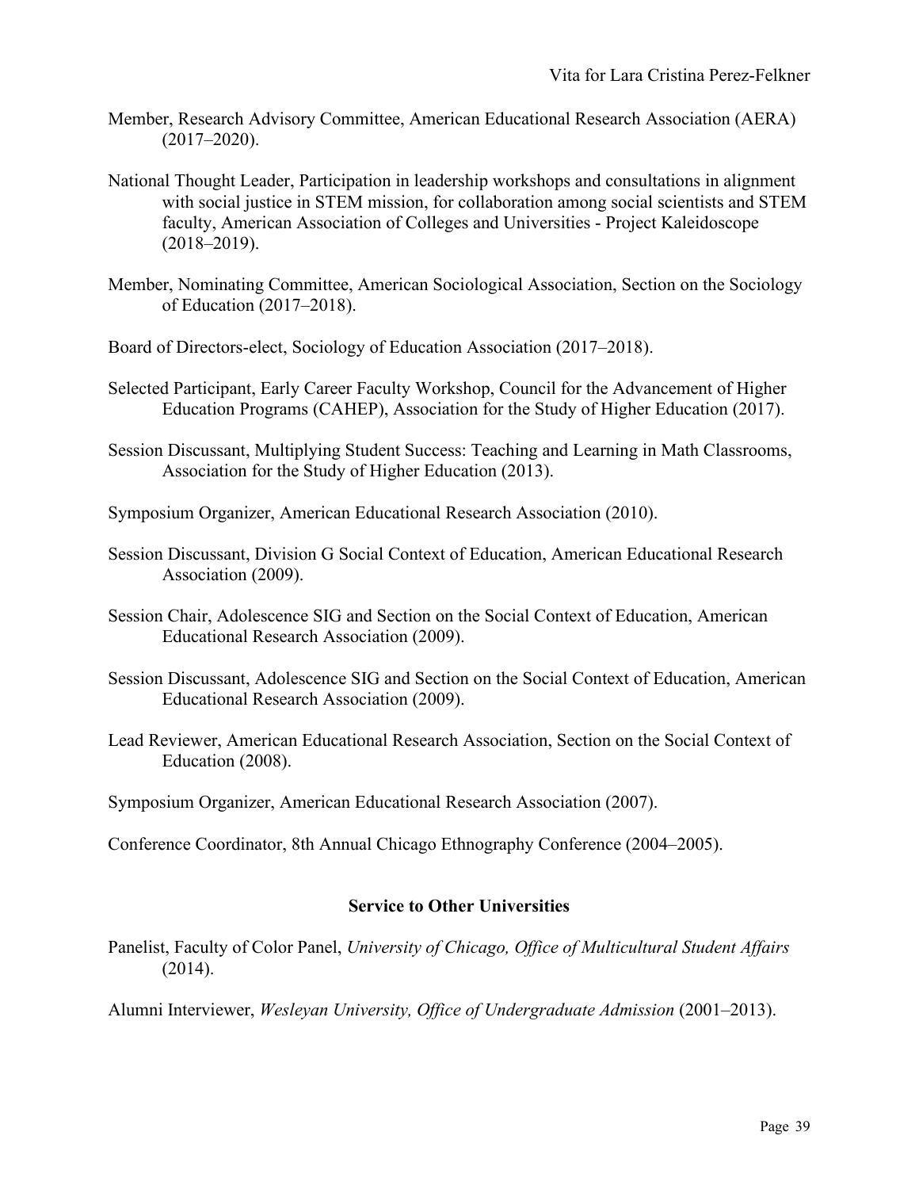Member, Research Advisory Committee, American Educational Research Association (AERA) (2017–2020).

National Thought Leader, Participation in leadership workshops and consultations in alignment with social justice in STEM mission, for collaboration among social scientists and STEM faculty, American Association of Colleges and Universities - Project Kaleidoscope (2018–2019).

Member, Nominating Committee, American Sociological Association, Section on the Sociology of Education (2017–2018).

Board of Directors-elect, Sociology of Education Association (2017–2018).

Selected Participant, Early Career Faculty Workshop, Council for the Advancement of Higher Education Programs (CAHEP), Association for the Study of Higher Education (2017).

Session Discussant, Multiplying Student Success: Teaching and Learning in Math Classrooms, Association for the Study of Higher Education (2013).

Symposium Organizer, American Educational Research Association (2010).

Session Discussant, Division G Social Context of Education, American Educational Research Association (2009).

Session Chair, Adolescence SIG and Section on the Social Context of Education, American Educational Research Association (2009).

Session Discussant, Adolescence SIG and Section on the Social Context of Education, American Educational Research Association (2009).

Lead Reviewer, American Educational Research Association, Section on the Social Context of Education (2008).

Symposium Organizer, American Educational Research Association (2007).

Conference Coordinator, 8th Annual Chicago Ethnography Conference (2004–2005).

### Service to Other Universities

Panelist, Faculty of Color Panel, *University of Chicago, Office of Multicultural Student Affairs* (2014).

Alumni Interviewer, *Wesleyan University, Office of Undergraduate Admission* (2001–2013).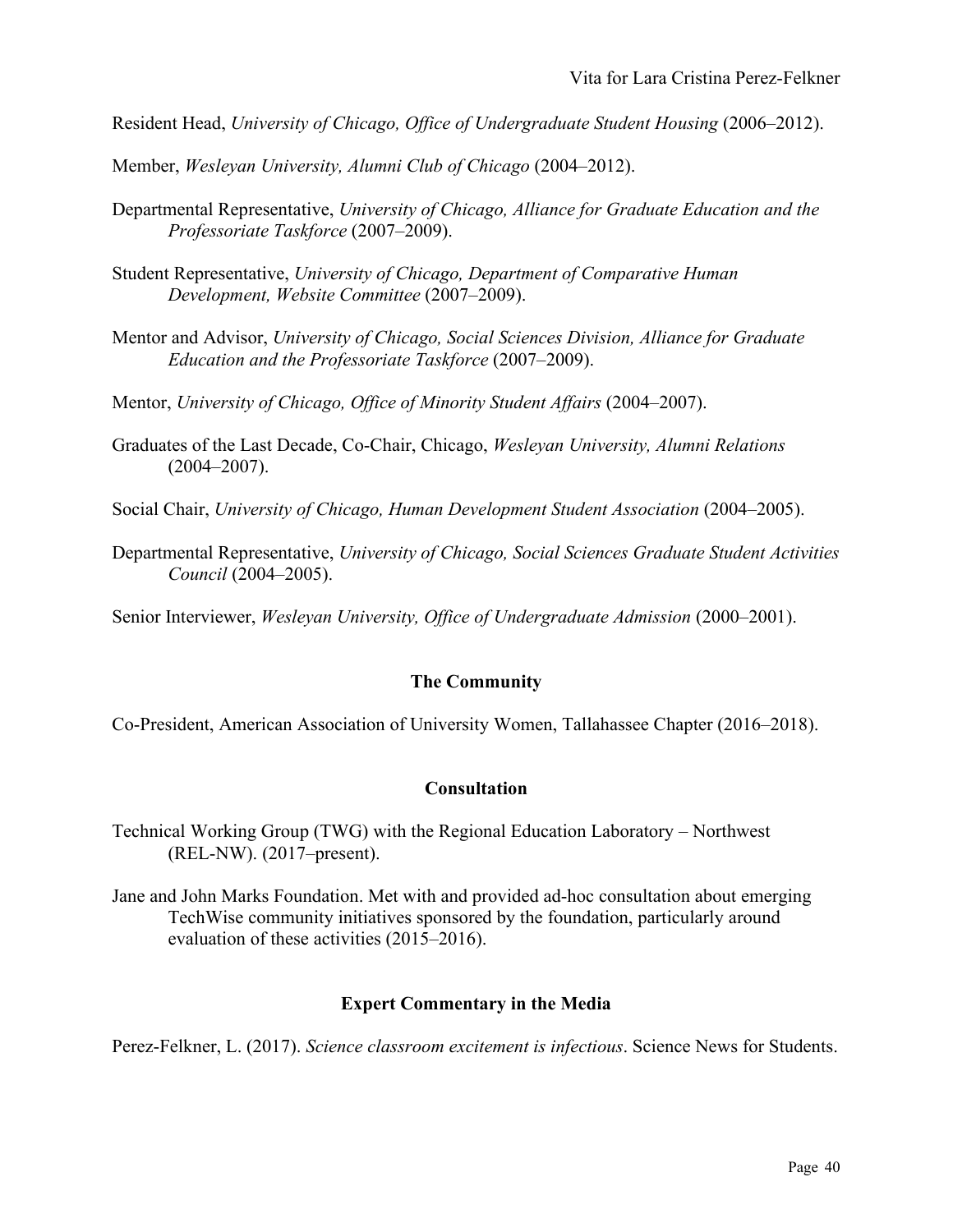Resident Head, *University of Chicago, Office of Undergraduate Student Housing* (2006–2012).

Member, *Wesleyan University, Alumni Club of Chicago* (2004–2012).

Departmental Representative, *University of Chicago, Alliance for Graduate Education and the Professoriate Taskforce* (2007–2009).

Student Representative, *University of Chicago, Department of Comparative Human Development, Website Committee* (2007–2009).

Mentor and Advisor, *University of Chicago, Social Sciences Division, Alliance for Graduate Education and the Professoriate Taskforce* (2007–2009).

Mentor, *University of Chicago, Office of Minority Student Affairs* (2004–2007).

Graduates of the Last Decade, Co-Chair, Chicago, *Wesleyan University, Alumni Relations* (2004–2007).

Social Chair, *University of Chicago, Human Development Student Association* (2004–2005).

Departmental Representative, *University of Chicago, Social Sciences Graduate Student Activities Council* (2004–2005).

Senior Interviewer, *Wesleyan University, Office of Undergraduate Admission* (2000–2001).

### The Community

Co-President, American Association of University Women, Tallahassee Chapter (2016–2018).

### Consultation

Technical Working Group (TWG) with the Regional Education Laboratory – Northwest (REL-NW). (2017–present).

Jane and John Marks Foundation. Met with and provided ad-hoc consultation about emerging TechWise community initiatives sponsored by the foundation, particularly around evaluation of these activities (2015–2016).

### Expert Commentary in the Media

Perez-Felkner, L. (2017). *Science classroom excitement is infectious*. Science News for Students.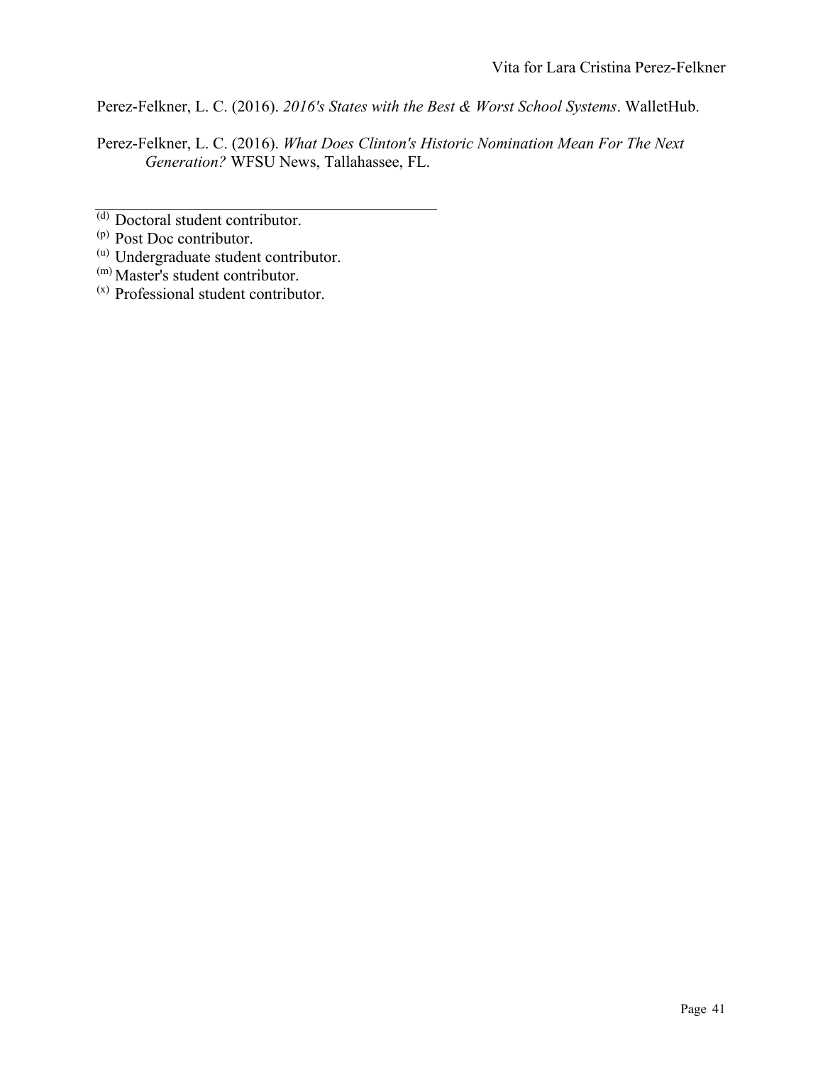Perez-Felkner, L. C. (2016). *2016's States with the Best & Worst School Systems*. WalletHub.

Perez-Felkner, L. C. (2016). *What Does Clinton's Historic Nomination Mean For The Next Generation?* WFSU News, Tallahassee, FL.

---

(d) Doctoral student contributor.
(p) Post Doc contributor.
(u) Undergraduate student contributor.
(m) Master's student contributor.
(x) Professional student contributor.